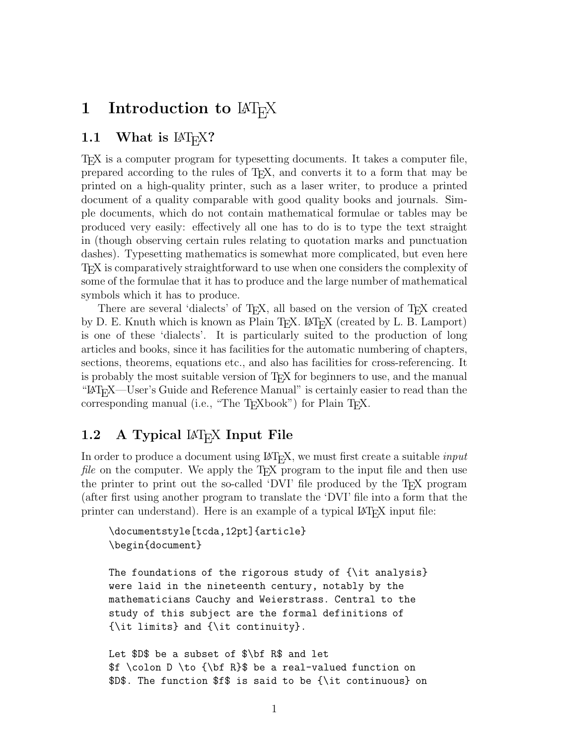# 1 Introduction to LaTeX

## 1.1 What is LaTeX?

TeX is a computer program for typesetting documents. It takes a computer file, prepared according to the rules of TeX, and converts it to a form that may be printed on a high-quality printer, such as a laser writer, to produce a printed document of a quality comparable with good quality books and journals. Simple documents, which do not contain mathematical formulae or tables may be produced very easily: effectively all one has to do is to type the text straight in (though observing certain rules relating to quotation marks and punctuation dashes). Typesetting mathematics is somewhat more complicated, but even here TeX is comparatively straightforward to use when one considers the complexity of some of the formulae that it has to produce and the large number of mathematical symbols which it has to produce.

There are several 'dialects' of TeX, all based on the version of TeX created by D. E. Knuth which is known as Plain TeX. LaTeX (created by L. B. Lamport) is one of these 'dialects'. It is particularly suited to the production of long articles and books, since it has facilities for the automatic numbering of chapters, sections, theorems, equations etc., and also has facilities for cross-referencing. It is probably the most suitable version of TeX for beginners to use, and the manual "LaTeX—User's Guide and Reference Manual" is certainly easier to read than the corresponding manual (i.e., "The TeXbook") for Plain TeX.

## 1.2 A Typical LaTeX Input File

In order to produce a document using LaTeX, we must first create a suitable *input file* on the computer. We apply the TeX program to the input file and then use the printer to print out the so-called 'DVI' file produced by the TeX program (after first using another program to translate the 'DVI' file into a form that the printer can understand). Here is an example of a typical LaTeX input file:

```
\documentstyle[tcda,12pt]{article}
\begin{document}

The foundations of the rigorous study of {\it analysis}
were laid in the nineteenth century, notably by the
mathematicians Cauchy and Weierstrass. Central to the
study of this subject are the formal definitions of
{\it limits} and {\it continuity}.

Let $D$ be a subset of $\bf R$ and let
$f \colon D \to {\bf R}$ be a real-valued function on
$D$. The function $f$ is said to be {\it continuous} on
```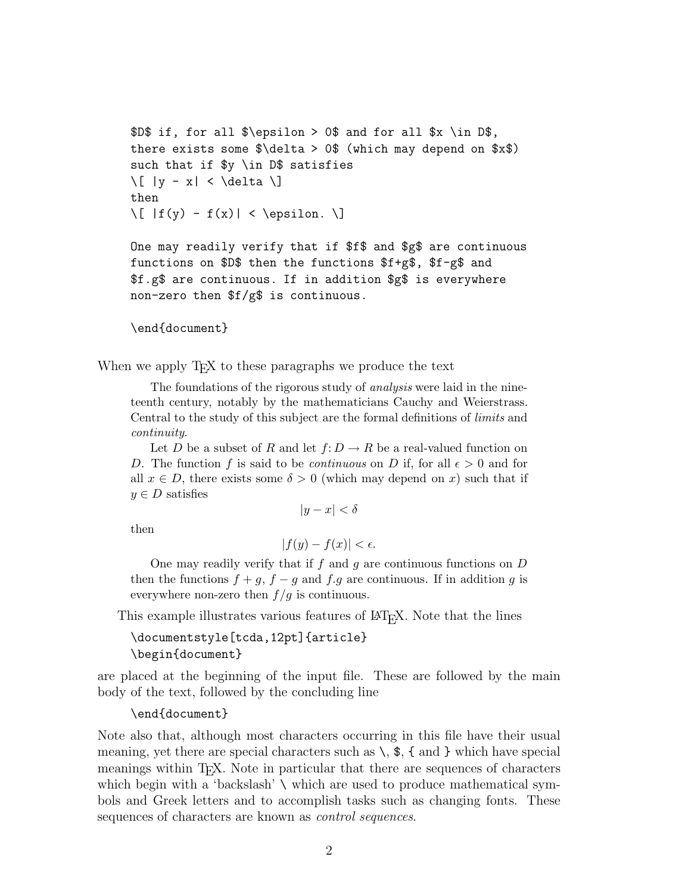```
$D$ if, for all $\epsilon > 0$ and for all $x \in D$,
there exists some $\delta > 0$ (which may depend on $x$)
such that if $y \in D$ satisfies
\[ |y - x| < \delta \]
then
\[ |f(y) - f(x)| < \epsilon. \]

One may readily verify that if $f$ and $g$ are continuous
functions on $D$ then the functions $f+g$, $f-g$ and
$f.g$ are continuous. If in addition $g$ is everywhere
non-zero then $f/g$ is continuous.

\end{document}
```

When we apply TeX to these paragraphs we produce the text

> The foundations of the rigorous study of *analysis* were laid in the nineteenth century, notably by the mathematicians Cauchy and Weierstrass. Central to the study of this subject are the formal definitions of *limits* and *continuity*.
>
> Let $D$ be a subset of $R$ and let $f: D \to R$ be a real-valued function on $D$. The function $f$ is said to be *continuous* on $D$ if, for all $\epsilon > 0$ and for all $x \in D$, there exists some $\delta > 0$ (which may depend on $x$) such that if $y \in D$ satisfies
>
> $$|y - x| < \delta$$
>
> then
>
> $$|f(y) - f(x)| < \epsilon.$$
>
> One may readily verify that if $f$ and $g$ are continuous functions on $D$ then the functions $f + g$, $f - g$ and $f.g$ are continuous. If in addition $g$ is everywhere non-zero then $f/g$ is continuous.

This example illustrates various features of LaTeX. Note that the lines

```
\documentstyle[tcda,12pt]{article}
\begin{document}
```

are placed at the beginning of the input file. These are followed by the main body of the text, followed by the concluding line

```
\end{document}
```

Note also that, although most characters occurring in this file have their usual meaning, yet there are special characters such as `\`, `$`, `{` and `}` which have special meanings within TeX. Note in particular that there are sequences of characters which begin with a 'backslash' `\` which are used to produce mathematical symbols and Greek letters and to accomplish tasks such as changing fonts. These sequences of characters are known as *control sequences*.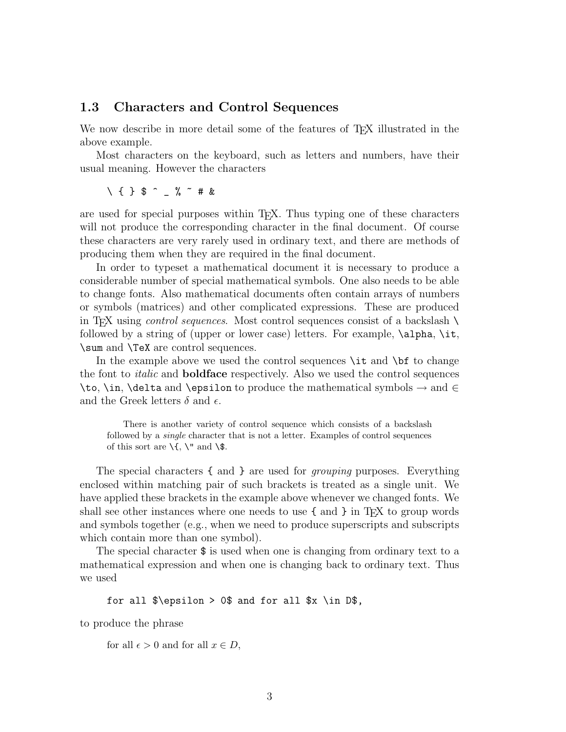### 1.3 Characters and Control Sequences

We now describe in more detail some of the features of TeX illustrated in the above example.

Most characters on the keyboard, such as letters and numbers, have their usual meaning. However the characters

```
\ { } $ ^ _ % ~ # &
```

are used for special purposes within TeX. Thus typing one of these characters will not produce the corresponding character in the final document. Of course these characters are very rarely used in ordinary text, and there are methods of producing them when they are required in the final document.

In order to typeset a mathematical document it is necessary to produce a considerable number of special mathematical symbols. One also needs to be able to change fonts. Also mathematical documents often contain arrays of numbers or symbols (matrices) and other complicated expressions. These are produced in TeX using *control sequences*. Most control sequences consist of a backslash `\` followed by a string of (upper or lower case) letters. For example, `\alpha`, `\it`, `\sum` and `\TeX` are control sequences.

In the example above we used the control sequences `\it` and `\bf` to change the font to *italic* and **boldface** respectively. Also we used the control sequences `\to`, `\in`, `\delta` and `\epsilon` to produce the mathematical symbols $\to$ and $\in$ and the Greek letters $\delta$ and $\epsilon$.

> There is another variety of control sequence which consists of a backslash followed by a *single* character that is not a letter. Examples of control sequences of this sort are `\{`, `\"` and `\$`.

The special characters `{` and `}` are used for *grouping* purposes. Everything enclosed within matching pair of such brackets is treated as a single unit. We have applied these brackets in the example above whenever we changed fonts. We shall see other instances where one needs to use `{` and `}` in TeX to group words and symbols together (e.g., when we need to produce superscripts and subscripts which contain more than one symbol).

The special character `$` is used when one is changing from ordinary text to a mathematical expression and when one is changing back to ordinary text. Thus we used

```
for all $\epsilon > 0$ and for all $x \in D$,
```

to produce the phrase

for all $\epsilon > 0$ and for all $x \in D$,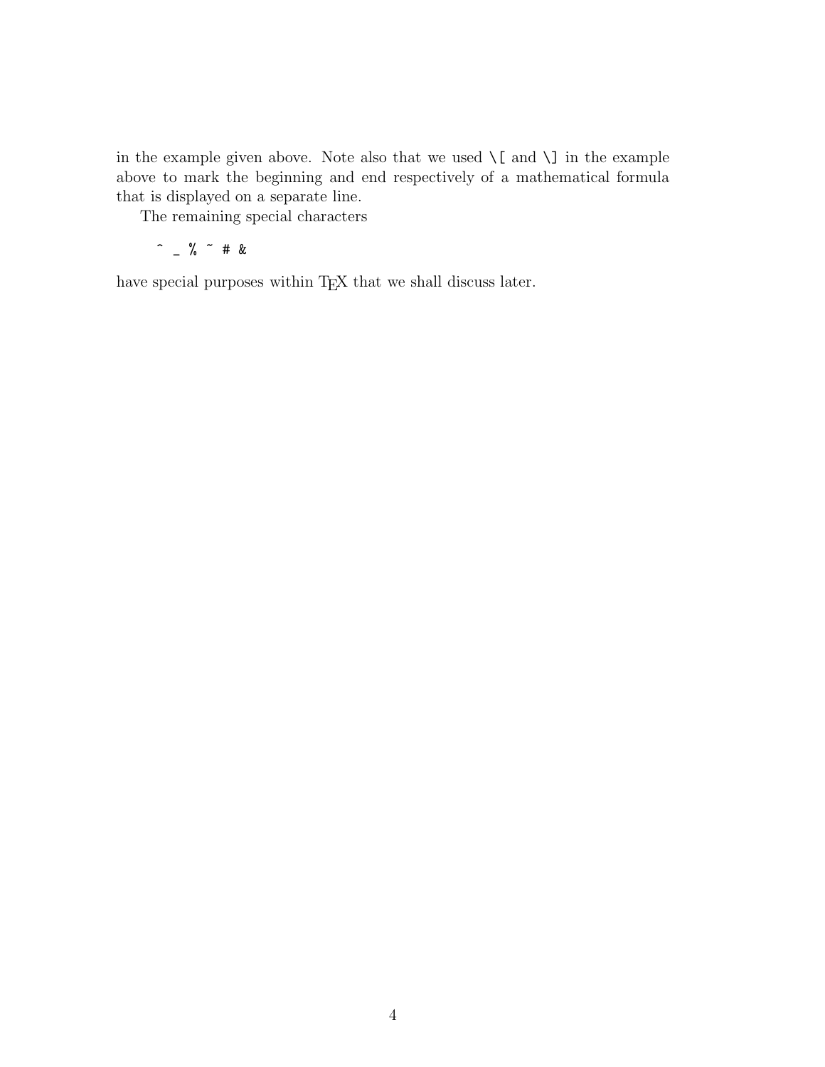in the example given above. Note also that we used `\[` and `\]` in the example above to mark the beginning and end respectively of a mathematical formula that is displayed on a separate line.

The remaining special characters

```
^ _ % ~ # &
```

have special purposes within TeX that we shall discuss later.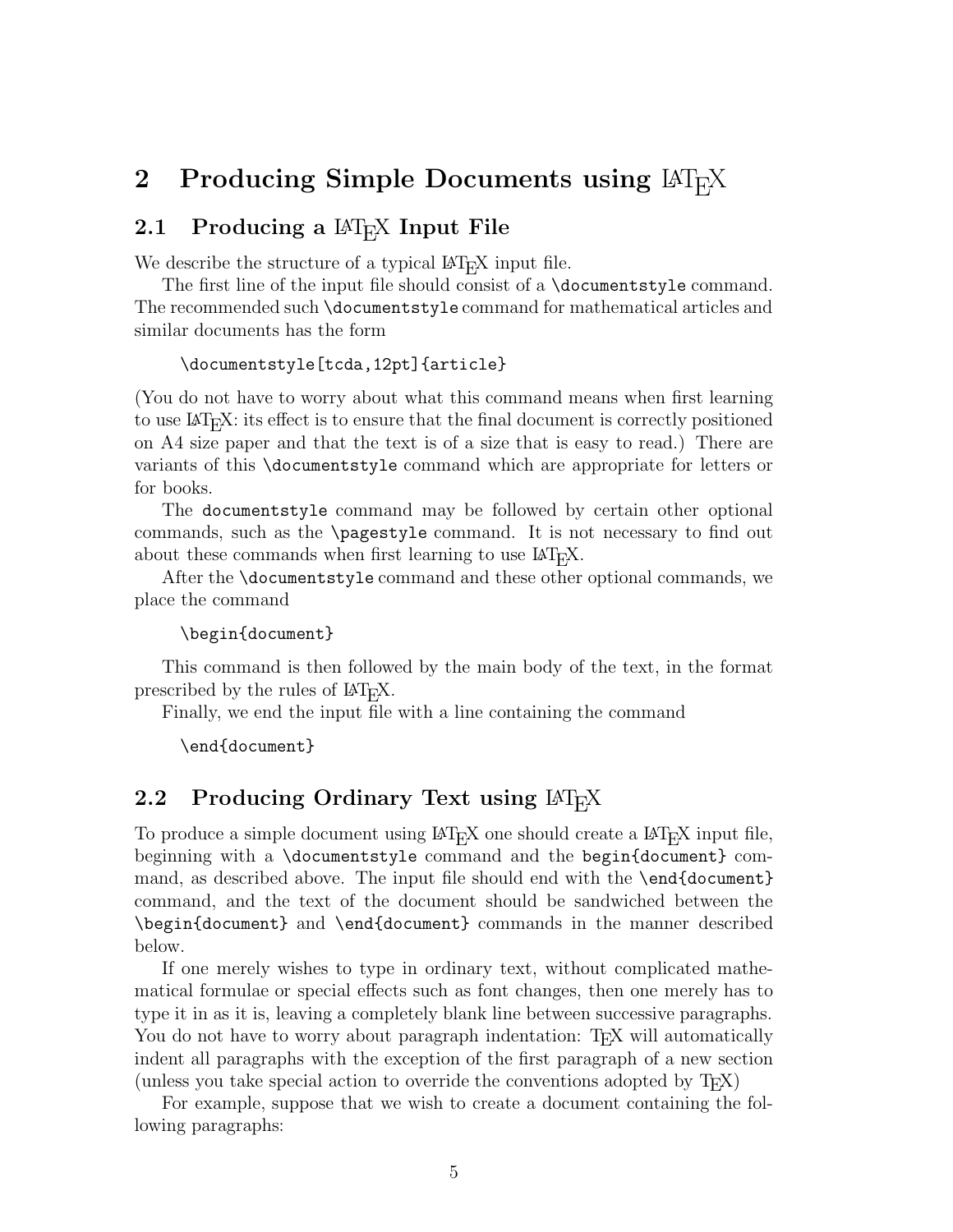# 2 Producing Simple Documents using LaTeX

## 2.1 Producing a LaTeX Input File

We describe the structure of a typical LaTeX input file.

The first line of the input file should consist of a `\documentstyle` command. The recommended such `\documentstyle` command for mathematical articles and similar documents has the form

```
\documentstyle[tcda,12pt]{article}
```

(You do not have to worry about what this command means when first learning to use LaTeX: its effect is to ensure that the final document is correctly positioned on A4 size paper and that the text is of a size that is easy to read.) There are variants of this `\documentstyle` command which are appropriate for letters or for books.

The `documentstyle` command may be followed by certain other optional commands, such as the `\pagestyle` command. It is not necessary to find out about these commands when first learning to use LaTeX.

After the `\documentstyle` command and these other optional commands, we place the command

```
\begin{document}
```

This command is then followed by the main body of the text, in the format prescribed by the rules of LaTeX.

Finally, we end the input file with a line containing the command

```
\end{document}
```

## 2.2 Producing Ordinary Text using LaTeX

To produce a simple document using LaTeX one should create a LaTeX input file, beginning with a `\documentstyle` command and the `begin{document}` command, as described above. The input file should end with the `\end{document}` command, and the text of the document should be sandwiched between the `\begin{document}` and `\end{document}` commands in the manner described below.

If one merely wishes to type in ordinary text, without complicated mathematical formulae or special effects such as font changes, then one merely has to type it in as it is, leaving a completely blank line between successive paragraphs. You do not have to worry about paragraph indentation: TeX will automatically indent all paragraphs with the exception of the first paragraph of a new section (unless you take special action to override the conventions adopted by TeX)

For example, suppose that we wish to create a document containing the following paragraphs: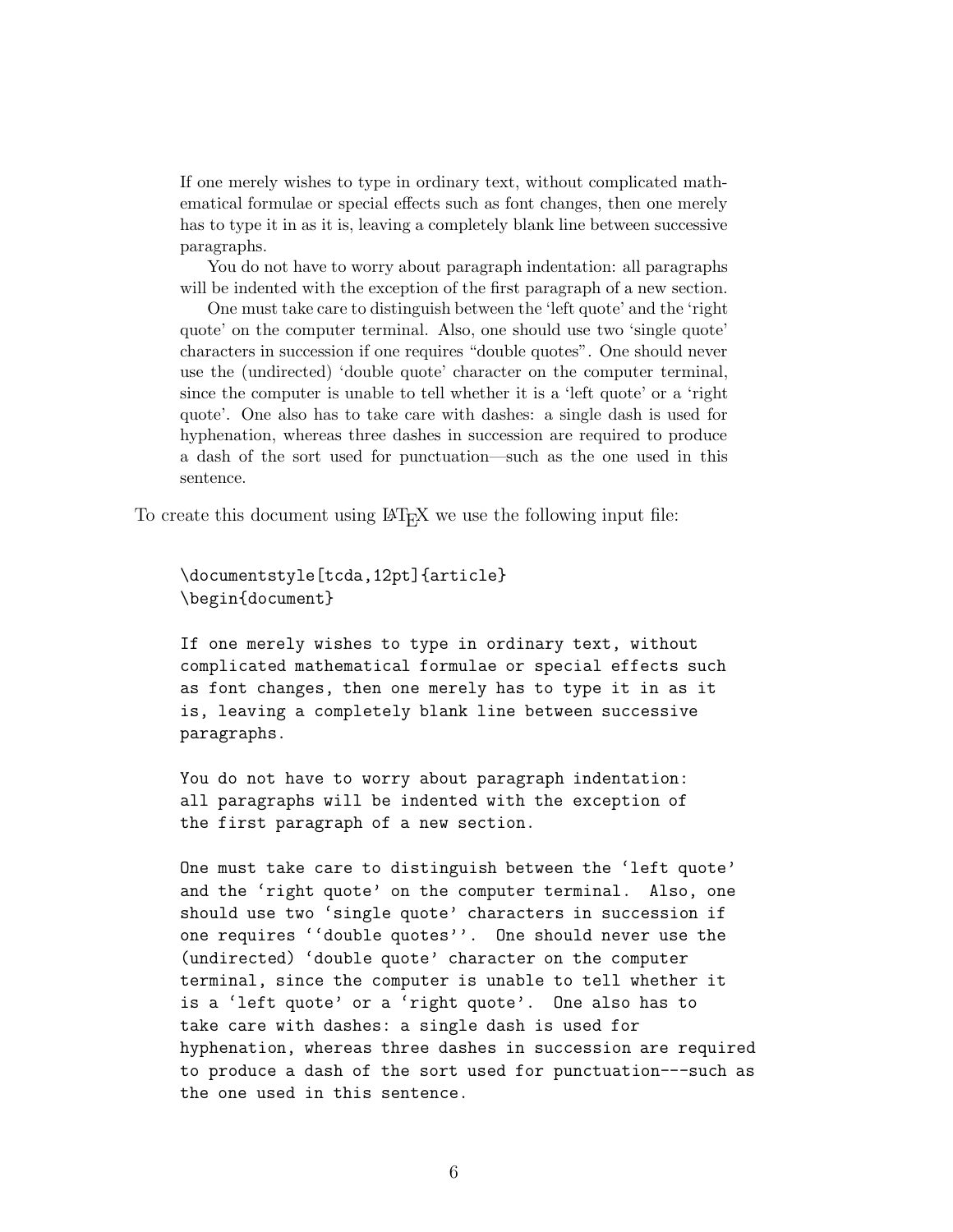If one merely wishes to type in ordinary text, without complicated mathematical formulae or special effects such as font changes, then one merely has to type it in as it is, leaving a completely blank line between successive paragraphs.

You do not have to worry about paragraph indentation: all paragraphs will be indented with the exception of the first paragraph of a new section.

One must take care to distinguish between the 'left quote' and the 'right quote' on the computer terminal. Also, one should use two 'single quote' characters in succession if one requires "double quotes". One should never use the (undirected) 'double quote' character on the computer terminal, since the computer is unable to tell whether it is a 'left quote' or a 'right quote'. One also has to take care with dashes: a single dash is used for hyphenation, whereas three dashes in succession are required to produce a dash of the sort used for punctuation—such as the one used in this sentence.

To create this document using LaTeX we use the following input file:

```
\documentstyle[tcda,12pt]{article}
\begin{document}

If one merely wishes to type in ordinary text, without
complicated mathematical formulae or special effects such
as font changes, then one merely has to type it in as it
is, leaving a completely blank line between successive
paragraphs.

You do not have to worry about paragraph indentation:
all paragraphs will be indented with the exception of
the first paragraph of a new section.

One must take care to distinguish between the `left quote'
and the `right quote' on the computer terminal.  Also, one
should use two `single quote' characters in succession if
one requires ``double quotes''.  One should never use the
(undirected) `double quote' character on the computer
terminal, since the computer is unable to tell whether it
is a `left quote' or a `right quote'.  One also has to
take care with dashes: a single dash is used for
hyphenation, whereas three dashes in succession are required
to produce a dash of the sort used for punctuation---such as
the one used in this sentence.
```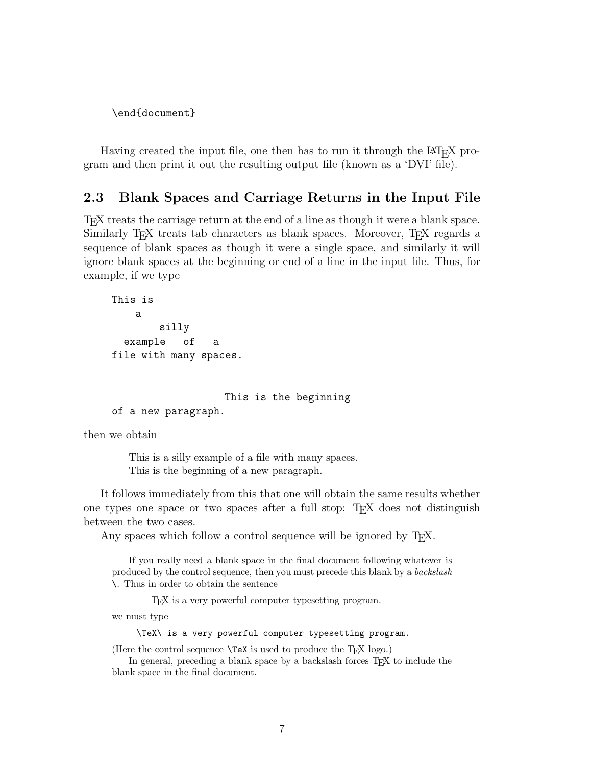```
\end{document}
```

Having created the input file, one then has to run it through the LaTeX program and then print it out the resulting output file (known as a 'DVI' file).

## 2.3 Blank Spaces and Carriage Returns in the Input File

TeX treats the carriage return at the end of a line as though it were a blank space. Similarly TeX treats tab characters as blank spaces. Moreover, TeX regards a sequence of blank spaces as though it were a single space, and similarly it will ignore blank spaces at the beginning or end of a line in the input file. Thus, for example, if we type

```
This is
    a
        silly
  example   of   a
file with many spaces.


                    This is the beginning
of a new paragraph.
```

then we obtain

> This is a silly example of a file with many spaces.
> This is the beginning of a new paragraph.

It follows immediately from this that one will obtain the same results whether one types one space or two spaces after a full stop: TeX does not distinguish between the two cases.

Any spaces which follow a control sequence will be ignored by TeX.

> If you really need a blank space in the final document following whatever is produced by the control sequence, then you must precede this blank by a *backslash* `\`. Thus in order to obtain the sentence
>
> TeX is a very powerful computer typesetting program.
>
> we must type
>
> ```
> \TeX\ is a very powerful computer typesetting program.
> ```
>
> (Here the control sequence `\TeX` is used to produce the TeX logo.)
>
> In general, preceding a blank space by a backslash forces TeX to include the blank space in the final document.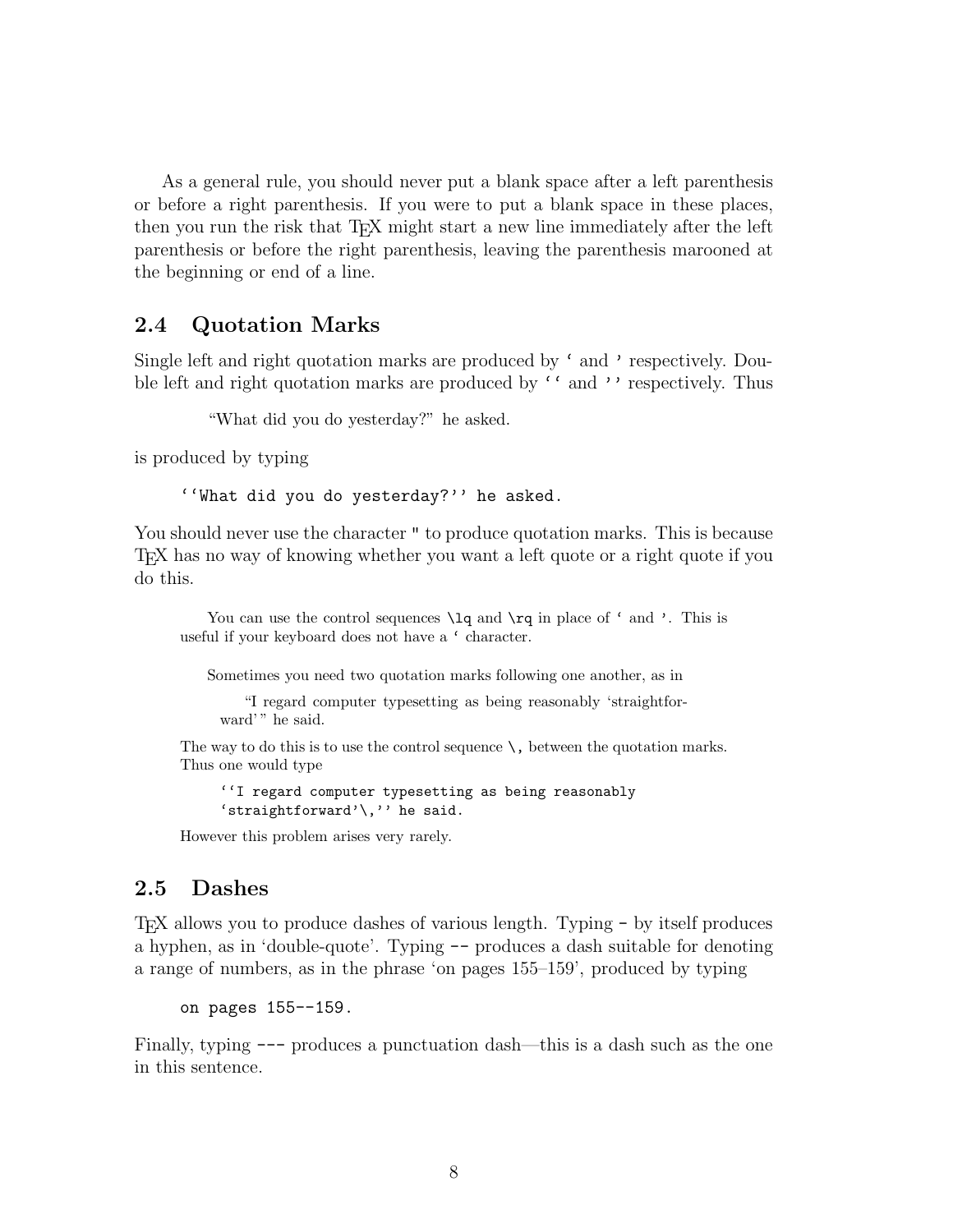As a general rule, you should never put a blank space after a left parenthesis or before a right parenthesis. If you were to put a blank space in these places, then you run the risk that TeX might start a new line immediately after the left parenthesis or before the right parenthesis, leaving the parenthesis marooned at the beginning or end of a line.

## 2.4 Quotation Marks

Single left and right quotation marks are produced by ` and ' respectively. Double left and right quotation marks are produced by `` and '' respectively. Thus

> “What did you do yesterday?” he asked.

is produced by typing

```
``What did you do yesterday?'' he asked.
```

You should never use the character " to produce quotation marks. This is because TeX has no way of knowing whether you want a left quote or a right quote if you do this.

> You can use the control sequences `\lq` and `\rq` in place of ` and '. This is useful if your keyboard does not have a ` character.
>
> Sometimes you need two quotation marks following one another, as in
>
> > “I regard computer typesetting as being reasonably ‘straightforward’ ” he said.
>
> The way to do this is to use the control sequence `\,` between the quotation marks. Thus one would type
>
> ```
> ``I regard computer typesetting as being reasonably
> `straightforward'\,'' he said.
> ```
>
> However this problem arises very rarely.

## 2.5 Dashes

TeX allows you to produce dashes of various length. Typing - by itself produces a hyphen, as in ‘double-quote’. Typing -- produces a dash suitable for denoting a range of numbers, as in the phrase ‘on pages 155–159’, produced by typing

```
on pages 155--159.
```

Finally, typing --- produces a punctuation dash—this is a dash such as the one in this sentence.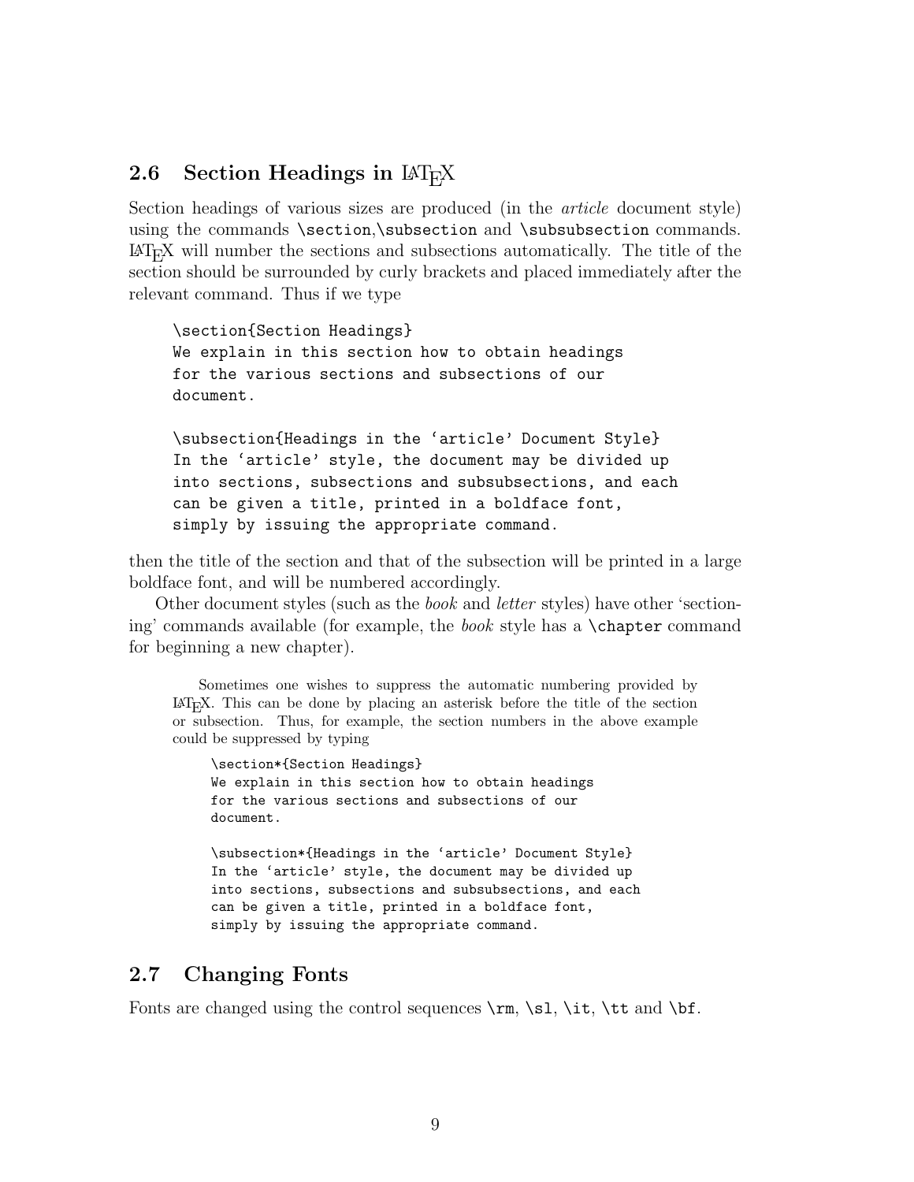## 2.6 Section Headings in LaTeX

Section headings of various sizes are produced (in the *article* document style) using the commands `\section`,`\subsection` and `\subsubsection` commands. LaTeX will number the sections and subsections automatically. The title of the section should be surrounded by curly brackets and placed immediately after the relevant command. Thus if we type

```
\section{Section Headings}
We explain in this section how to obtain headings
for the various sections and subsections of our
document.

\subsection{Headings in the ‘article’ Document Style}
In the ‘article’ style, the document may be divided up
into sections, subsections and subsubsections, and each
can be given a title, printed in a boldface font,
simply by issuing the appropriate command.
```

then the title of the section and that of the subsection will be printed in a large boldface font, and will be numbered accordingly.

Other document styles (such as the *book* and *letter* styles) have other ‘sectioning’ commands available (for example, the *book* style has a `\chapter` command for beginning a new chapter).

Sometimes one wishes to suppress the automatic numbering provided by LaTeX. This can be done by placing an asterisk before the title of the section or subsection. Thus, for example, the section numbers in the above example could be suppressed by typing

```
\section*{Section Headings}
We explain in this section how to obtain headings
for the various sections and subsections of our
document.

\subsection*{Headings in the ‘article’ Document Style}
In the ‘article’ style, the document may be divided up
into sections, subsections and subsubsections, and each
can be given a title, printed in a boldface font,
simply by issuing the appropriate command.
```

## 2.7 Changing Fonts

Fonts are changed using the control sequences `\rm`, `\sl`, `\it`, `\tt` and `\bf`.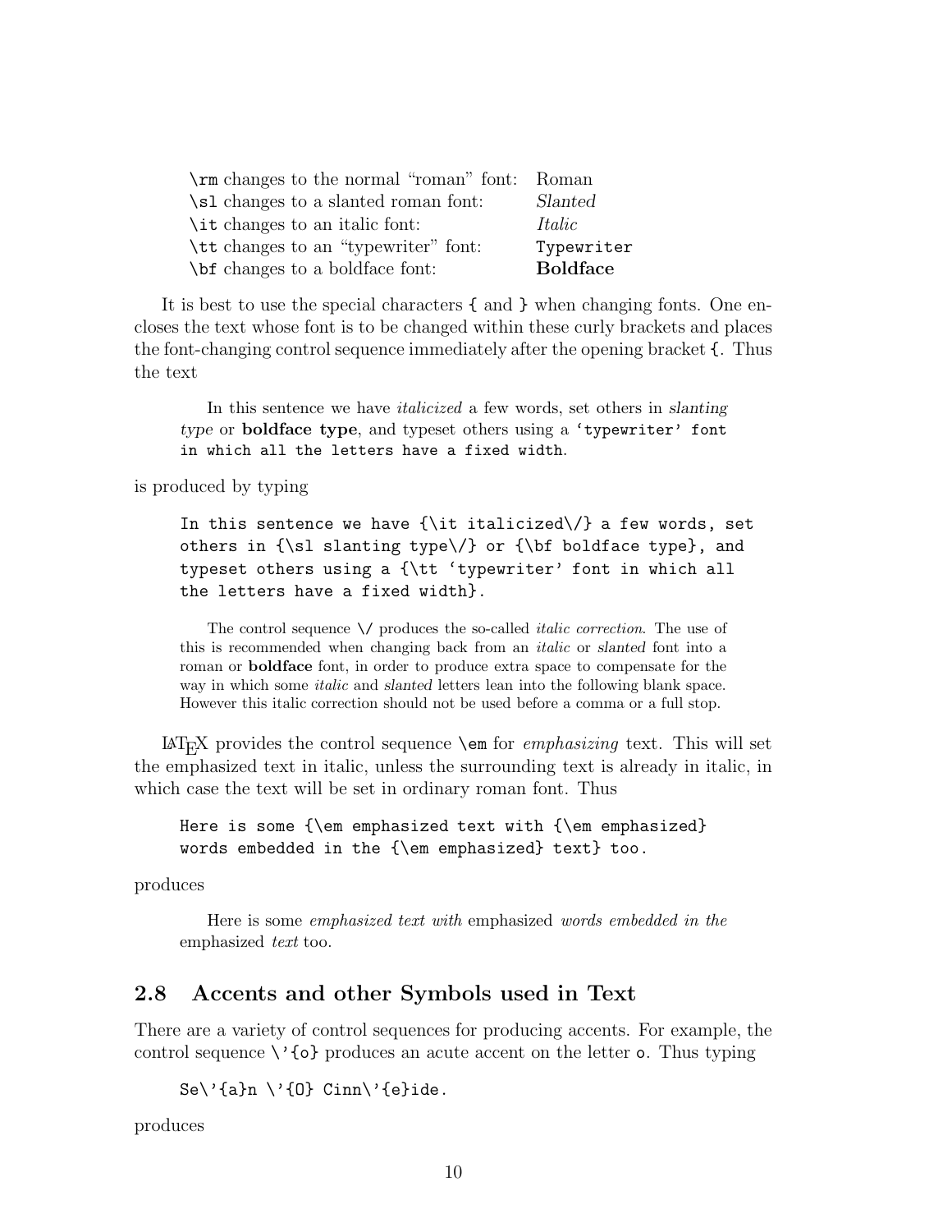| | |
|---|---|
| `\rm` changes to the normal "roman" font: | Roman |
| `\sl` changes to a slanted roman font: | *Slanted* |
| `\it` changes to an italic font: | *Italic* |
| `\tt` changes to an "typewriter" font: | `Typewriter` |
| `\bf` changes to a boldface font: | **Boldface** |

It is best to use the special characters `{` and `}` when changing fonts. One encloses the text whose font is to be changed within these curly brackets and places the font-changing control sequence immediately after the opening bracket `{`. Thus the text

> In this sentence we have *italicized* a few words, set others in *slanting type* or **boldface type**, and typeset others using a `'typewriter' font in which all the letters have a fixed width`.

is produced by typing

```
In this sentence we have {\it italicized\/} a few words, set
others in {\sl slanting type\/} or {\bf boldface type}, and
typeset others using a {\tt 'typewriter' font in which all
the letters have a fixed width}.
```

> The control sequence `\/` produces the so-called *italic correction*. The use of this is recommended when changing back from an *italic* or *slanted* font into a roman or **boldface** font, in order to produce extra space to compensate for the way in which some *italic* and *slanted* letters lean into the following blank space. However this italic correction should not be used before a comma or a full stop.

LaTeX provides the control sequence `\em` for *emphasizing* text. This will set the emphasized text in italic, unless the surrounding text is already in italic, in which case the text will be set in ordinary roman font. Thus

```
Here is some {\em emphasized text with {\em emphasized}
words embedded in the {\em emphasized} text} too.
```

produces

> Here is some *emphasized text with* emphasized *words embedded in the* emphasized *text* too.

## 2.8 Accents and other Symbols used in Text

There are a variety of control sequences for producing accents. For example, the control sequence `\'{o}` produces an acute accent on the letter `o`. Thus typing

```
Se\'{a}n \'{O} Cinn\'{e}ide.
```

produces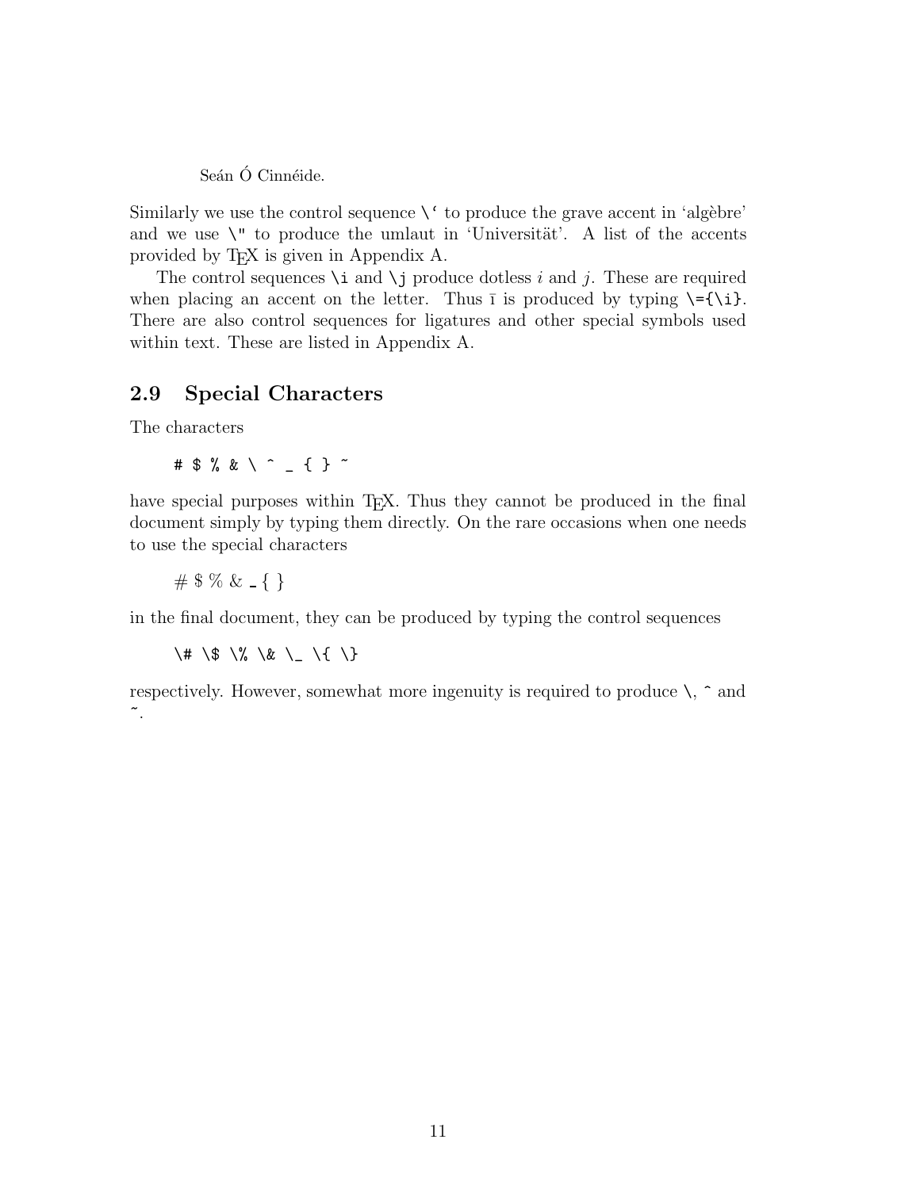Seán Ó Cinnéide.

Similarly we use the control sequence `\'` to produce the grave accent in 'algèbre' and we use `\"` to produce the umlaut in 'Universität'. A list of the accents provided by TeX is given in Appendix A.

The control sequences `\i` and `\j` produce dotless *i* and *j*. These are required when placing an accent on the letter. Thus ī is produced by typing `\={\i}`. There are also control sequences for ligatures and other special symbols used within text. These are listed in Appendix A.

## 2.9 Special Characters

The characters

```
# $ % & \ ^ _ { } ~
```

have special purposes within TeX. Thus they cannot be produced in the final document simply by typing them directly. On the rare occasions when one needs to use the special characters

# $ % & _ { }

in the final document, they can be produced by typing the control sequences

```
\# \$ \% \& \_ \{ \}
```

respectively. However, somewhat more ingenuity is required to produce `\`, `^` and `~`.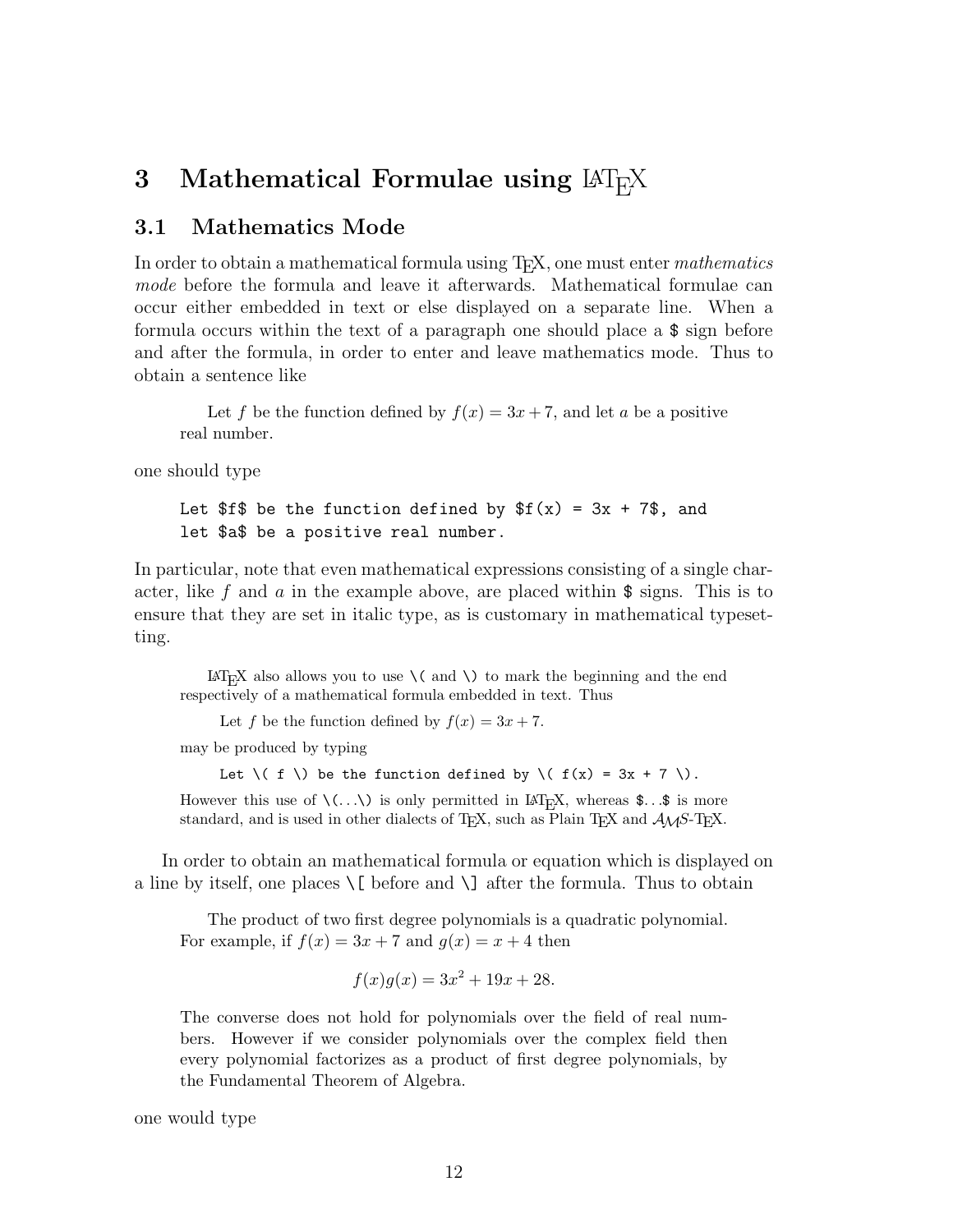# 3 Mathematical Formulae using LaTeX

## 3.1 Mathematics Mode

In order to obtain a mathematical formula using TeX, one must enter *mathematics mode* before the formula and leave it afterwards. Mathematical formulae can occur either embedded in text or else displayed on a separate line. When a formula occurs within the text of a paragraph one should place a `$` sign before and after the formula, in order to enter and leave mathematics mode. Thus to obtain a sentence like

> Let $f$ be the function defined by $f(x) = 3x + 7$, and let $a$ be a positive real number.

one should type

```
Let $f$ be the function defined by $f(x) = 3x + 7$, and
let $a$ be a positive real number.
```

In particular, note that even mathematical expressions consisting of a single character, like $f$ and $a$ in the example above, are placed within `$` signs. This is to ensure that they are set in italic type, as is customary in mathematical typesetting.

> LaTeX also allows you to use `\(` and `\)` to mark the beginning and the end respectively of a mathematical formula embedded in text. Thus
>
> Let $f$ be the function defined by $f(x) = 3x + 7$.
>
> may be produced by typing
>
> ```
> Let \( f \) be the function defined by \( f(x) = 3x + 7 \).
> ```
>
> However this use of `\(...\)` is only permitted in LaTeX, whereas `$...$` is more standard, and is used in other dialects of TeX, such as Plain TeX and AMS-TeX.

In order to obtain an mathematical formula or equation which is displayed on a line by itself, one places `\[` before and `\]` after the formula. Thus to obtain

> The product of two first degree polynomials is a quadratic polynomial. For example, if $f(x) = 3x + 7$ and $g(x) = x + 4$ then
>
> $$f(x)g(x) = 3x^2 + 19x + 28.$$
>
> The converse does not hold for polynomials over the field of real numbers. However if we consider polynomials over the complex field then every polynomial factorizes as a product of first degree polynomials, by the Fundamental Theorem of Algebra.

one would type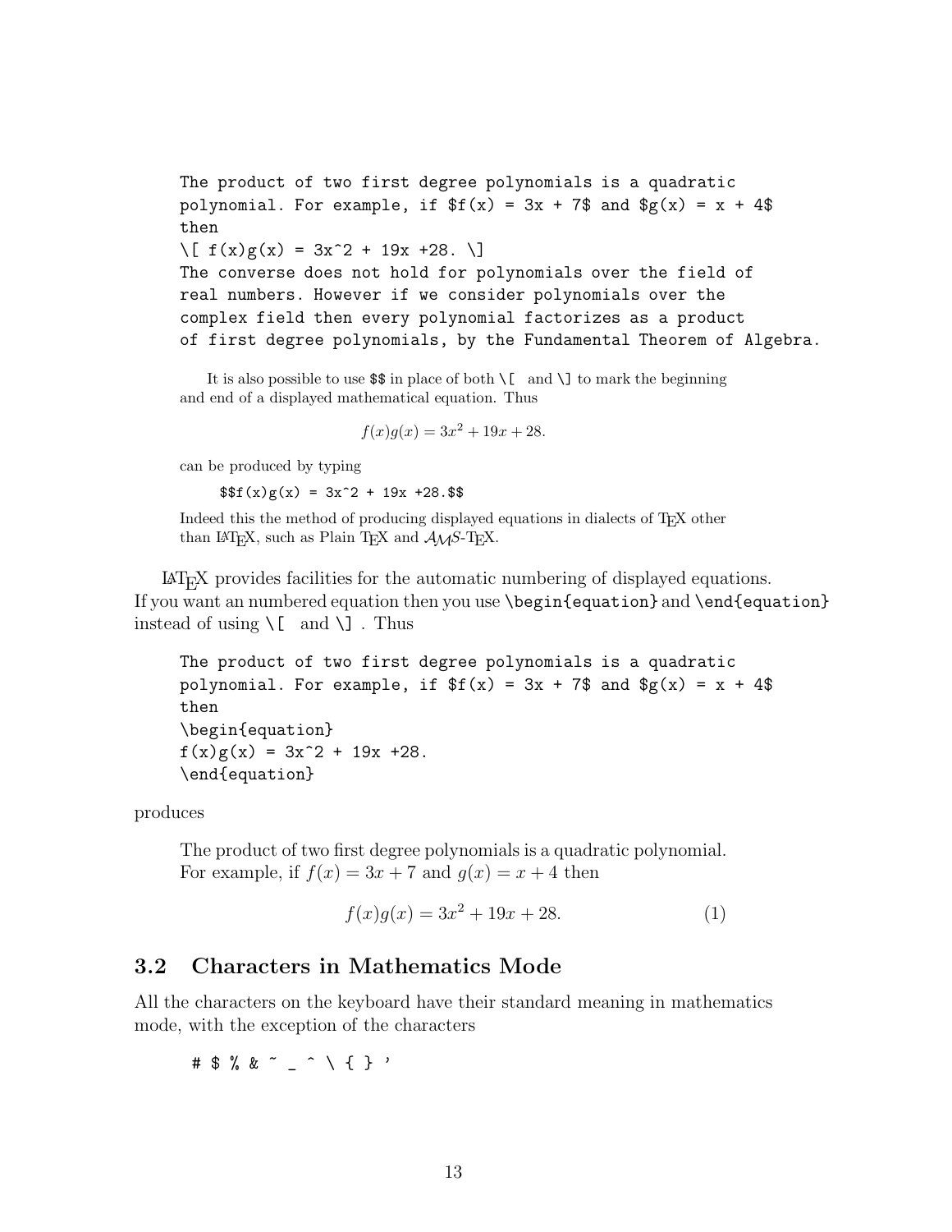```
The product of two first degree polynomials is a quadratic
polynomial. For example, if $f(x) = 3x + 7$ and $g(x) = x + 4$
then
\[ f(x)g(x) = 3x^2 + 19x +28. \]
The converse does not hold for polynomials over the field of
real numbers. However if we consider polynomials over the
complex field then every polynomial factorizes as a product
of first degree polynomials, by the Fundamental Theorem of Algebra.
```

It is also possible to use `$$` in place of both `\[` and `\]` to mark the beginning and end of a displayed mathematical equation. Thus

$$f(x)g(x) = 3x^2 + 19x + 28.$$

can be produced by typing

```
$$f(x)g(x) = 3x^2 + 19x +28.$$
```

Indeed this the method of producing displayed equations in dialects of TEX other than LATEX, such as Plain TEX and AMS-TEX.

LATEX provides facilities for the automatic numbering of displayed equations. If you want an numbered equation then you use `\begin{equation}` and `\end{equation}` instead of using `\[` and `\]` . Thus

```
The product of two first degree polynomials is a quadratic
polynomial. For example, if $f(x) = 3x + 7$ and $g(x) = x + 4$
then
\begin{equation}
f(x)g(x) = 3x^2 + 19x +28.
\end{equation}
```

produces

> The product of two first degree polynomials is a quadratic polynomial. For example, if $f(x) = 3x + 7$ and $g(x) = x + 4$ then
>
> $$f(x)g(x) = 3x^2 + 19x + 28. \tag{1}$$

## 3.2 Characters in Mathematics Mode

All the characters on the keyboard have their standard meaning in mathematics mode, with the exception of the characters

```
# $ % & ~ _ ^ \ { } '
```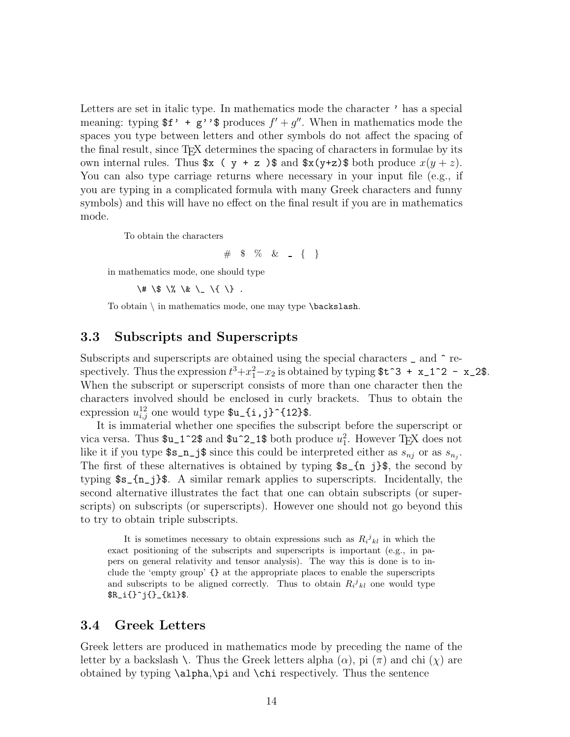Letters are set in italic type. In mathematics mode the character `'` has a special meaning: typing `$f' + g''$` produces $f' + g''$. When in mathematics mode the spaces you type between letters and other symbols do not affect the spacing of the final result, since TEX determines the spacing of characters in formulae by its own internal rules. Thus `$x ( y + z )$` and `$x(y+z)$` both produce $x(y + z)$. You can also type carriage returns where necessary in your input file (e.g., if you are typing in a complicated formula with many Greek characters and funny symbols) and this will have no effect on the final result if you are in mathematics mode.

To obtain the characters

$$\# \quad \$ \quad \% \quad \& \quad \_ \quad \{ \quad \}$$

in mathematics mode, one should type

```
\# \$ \% \& \_ \{ \} .
```

To obtain $\backslash$ in mathematics mode, one may type `\backslash`.

## 3.3 Subscripts and Superscripts

Subscripts and superscripts are obtained using the special characters `_` and `^` respectively. Thus the expression $t^3 + x_1^2 - x_2$ is obtained by typing `$t^3 + x_1^2 - x_2$`. When the subscript or superscript consists of more than one character then the characters involved should be enclosed in curly brackets. Thus to obtain the expression $u_{i,j}^{12}$ one would type `$u_{i,j}^{12}$`.

It is immaterial whether one specifies the subscript before the superscript or vica versa. Thus `$u_1^2$` and `$u^2_1$` both produce $u_1^2$. However TEX does not like it if you type `$s_n_j$` since this could be interpreted either as $s_{nj}$ or as $s_{n_j}$. The first of these alternatives is obtained by typing `$s_{n j}$`, the second by typing `$s_{n_j}$`. A similar remark applies to superscripts. Incidentally, the second alternative illustrates the fact that one can obtain subscripts (or superscripts) on subscripts (or superscripts). However one should not go beyond this to try to obtain triple subscripts.

It is sometimes necessary to obtain expressions such as $R_i{}^j{}_{kl}$ in which the exact positioning of the subscripts and superscripts is important (e.g., in papers on general relativity and tensor analysis). The way this is done is to include the 'empty group' `{}` at the appropriate places to enable the superscripts and subscripts to be aligned correctly. Thus to obtain $R_i{}^j{}_{kl}$ one would type `$R_i{}^j{}_{kl}$`.

## 3.4 Greek Letters

Greek letters are produced in mathematics mode by preceding the name of the letter by a backslash `\`. Thus the Greek letters alpha ($\alpha$), pi ($\pi$) and chi ($\chi$) are obtained by typing `\alpha`,`\pi` and `\chi` respectively. Thus the sentence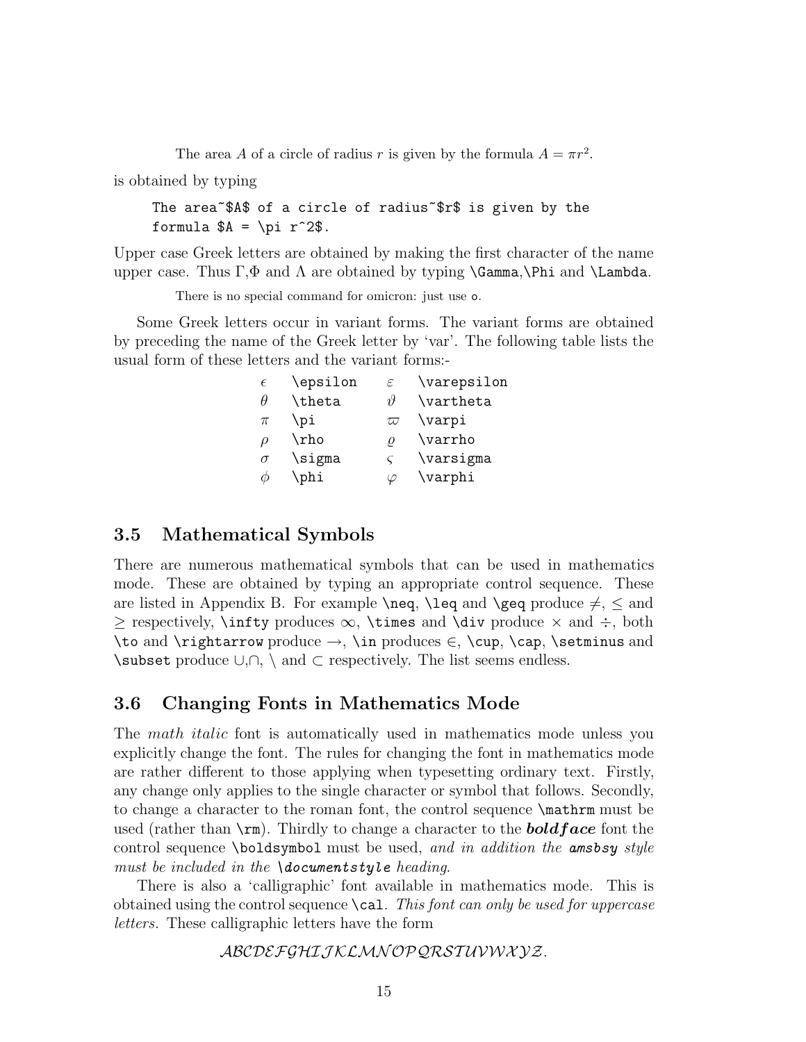The area $A$ of a circle of radius $r$ is given by the formula $A = \pi r^2$.

is obtained by typing

```
The area~$A$ of a circle of radius~$r$ is given by the
formula $A = \pi r^2$.
```

Upper case Greek letters are obtained by making the first character of the name upper case. Thus $\Gamma$,$\Phi$ and $\Lambda$ are obtained by typing `\Gamma`,`\Phi` and `\Lambda`.

There is no special command for omicron: just use `o`.

Some Greek letters occur in variant forms. The variant forms are obtained by preceding the name of the Greek letter by 'var'. The following table lists the usual form of these letters and the variant forms:-

| | | | |
|---|---|---|---|
| $\epsilon$ | `\epsilon` | $\varepsilon$ | `\varepsilon` |
| $\theta$ | `\theta` | $\vartheta$ | `\vartheta` |
| $\pi$ | `\pi` | $\varpi$ | `\varpi` |
| $\rho$ | `\rho` | $\varrho$ | `\varrho` |
| $\sigma$ | `\sigma` | $\varsigma$ | `\varsigma` |
| $\phi$ | `\phi` | $\varphi$ | `\varphi` |

## 3.5 Mathematical Symbols

There are numerous mathematical symbols that can be used in mathematics mode. These are obtained by typing an appropriate control sequence. These are listed in Appendix B. For example `\neq`, `\leq` and `\geq` produce $\neq$, $\leq$ and $\geq$ respectively, `\infty` produces $\infty$, `\times` and `\div` produce $\times$ and $\div$, both `\to` and `\rightarrow` produce $\rightarrow$, `\in` produces $\in$, `\cup`, `\cap`, `\setminus` and `\subset` produce $\cup$,$\cap$, $\setminus$ and $\subset$ respectively. The list seems endless.

## 3.6 Changing Fonts in Mathematics Mode

The *math italic* font is automatically used in mathematics mode unless you explicitly change the font. The rules for changing the font in mathematics mode are rather different to those applying when typesetting ordinary text. Firstly, any change only applies to the single character or symbol that follows. Secondly, to change a character to the roman font, the control sequence `\mathrm` must be used (rather than `\rm`). Thirdly to change a character to the ***boldface*** font the control sequence `\boldsymbol` must be used, *and in addition the **amsbsy** style must be included in the* `\documentstyle` *heading*.

There is also a 'calligraphic' font available in mathematics mode. This is obtained using the control sequence `\cal`. *This font can only be used for uppercase letters.* These calligraphic letters have the form

$$\mathcal{ABCDEFGHIJKLMNOPQRSTUVWXYZ}.$$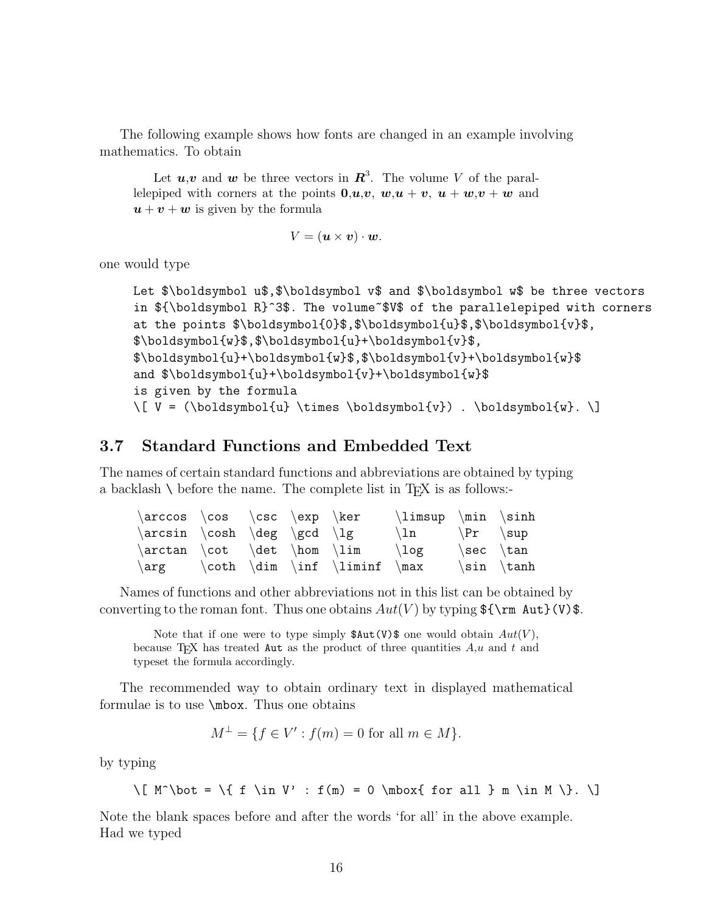The following example shows how fonts are changed in an example involving mathematics. To obtain

> Let $\boldsymbol{u}$,$\boldsymbol{v}$ and $\boldsymbol{w}$ be three vectors in $\boldsymbol{R}^3$. The volume $V$ of the parallelepiped with corners at the points $\boldsymbol{0}$,$\boldsymbol{u}$,$\boldsymbol{v}$, $\boldsymbol{w}$,$\boldsymbol{u}+\boldsymbol{v}$, $\boldsymbol{u}+\boldsymbol{w}$,$\boldsymbol{v}+\boldsymbol{w}$ and $\boldsymbol{u}+\boldsymbol{v}+\boldsymbol{w}$ is given by the formula
>
> $$V = (\boldsymbol{u} \times \boldsymbol{v}) \cdot \boldsymbol{w}.$$

one would type

```
Let $\boldsymbol u$,$\boldsymbol v$ and $\boldsymbol w$ be three vectors
in ${\boldsymbol R}^3$. The volume~$V$ of the parallelepiped with corners
at the points $\boldsymbol{0}$,$\boldsymbol{u}$,$\boldsymbol{v}$,
$\boldsymbol{w}$,$\boldsymbol{u}+\boldsymbol{v}$,
$\boldsymbol{u}+\boldsymbol{w}$,$\boldsymbol{v}+\boldsymbol{w}$
and $\boldsymbol{u}+\boldsymbol{v}+\boldsymbol{w}$
is given by the formula
\[ V = (\boldsymbol{u} \times \boldsymbol{v}) . \boldsymbol{w}. \]
```

## 3.7 Standard Functions and Embedded Text

The names of certain standard functions and abbreviations are obtained by typing a backlash `\` before the name. The complete list in TEX is as follows:-

| | | | | | | | |
|---|---|---|---|---|---|---|---|
| `\arccos` | `\cos` | `\csc` | `\exp` | `\ker` | `\limsup` | `\min` | `\sinh` |
| `\arcsin` | `\cosh` | `\deg` | `\gcd` | `\lg` | `\ln` | `\Pr` | `\sup` |
| `\arctan` | `\cot` | `\det` | `\hom` | `\lim` | `\log` | `\sec` | `\tan` |
| `\arg` | `\coth` | `\dim` | `\inf` | `\liminf` | `\max` | `\sin` | `\tanh` |

Names of functions and other abbreviations not in this list can be obtained by converting to the roman font. Thus one obtains $\mathrm{Aut}(V)$ by typing `${\rm Aut}(V)$`.

> Note that if one were to type simply `$Aut(V)$` one would obtain $Aut(V)$, because TEX has treated `Aut` as the product of three quantities $A$,$u$ and $t$ and typeset the formula accordingly.

The recommended way to obtain ordinary text in displayed mathematical formulae is to use `\mbox`. Thus one obtains

$$M^\bot = \{ f \in V' : f(m) = 0 \mbox{ for all } m \in M \}.$$

by typing

```
\[ M^\bot = \{ f \in V' : f(m) = 0 \mbox{ for all } m \in M \}. \]
```

Note the blank spaces before and after the words 'for all' in the above example. Had we typed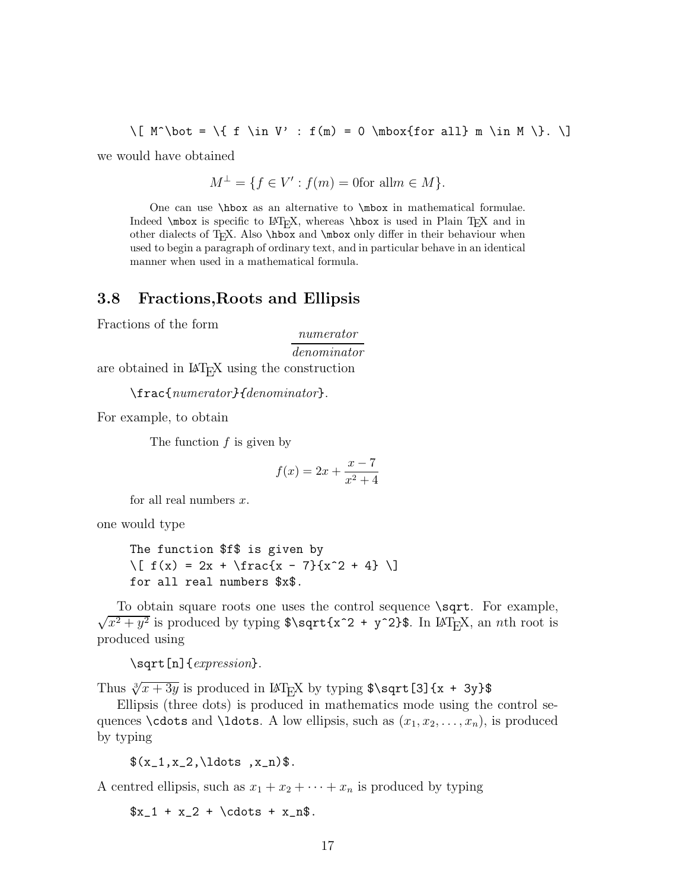```
\[ M^\bot = \{ f \in V' : f(m) = 0 \mbox{for all} m \in M \}. \]
```

we would have obtained

$$M^\perp = \{f \in V' : f(m) = 0 \text{for all} m \in M\}.$$

One can use `\hbox` as an alternative to `\mbox` in mathematical formulae. Indeed `\mbox` is specific to LaTeX, whereas `\hbox` is used in Plain TeX and in other dialects of TeX. Also `\hbox` and `\mbox` only differ in their behaviour when used to begin a paragraph of ordinary text, and in particular behave in an identical manner when used in a mathematical formula.

## 3.8 Fractions,Roots and Ellipsis

Fractions of the form

$$\frac{\textit{numerator}}{\textit{denominator}}$$

are obtained in LaTeX using the construction

`\frac{`*numerator*`}{`*denominator*`}`.

For example, to obtain

> The function $f$ is given by
>
> $$f(x) = 2x + \frac{x - 7}{x^2 + 4}$$
>
> for all real numbers $x$.

one would type

```
The function $f$ is given by
\[ f(x) = 2x + \frac{x - 7}{x^2 + 4} \]
for all real numbers $x$.
```

To obtain square roots one uses the control sequence `\sqrt`. For example, $\sqrt{x^2 + y^2}$ is produced by typing `$\sqrt{x^2 + y^2}$`. In LaTeX, an $n$th root is produced using

`\sqrt[n]{`*expression*`}`.

Thus $\sqrt[3]{x + 3y}$ is produced in LaTeX by typing `$\sqrt[3]{x + 3y}$`

Ellipsis (three dots) is produced in mathematics mode using the control sequences `\cdots` and `\ldots`. A low ellipsis, such as $(x_1, x_2, \ldots, x_n)$, is produced by typing

```
$(x_1,x_2,\ldots ,x_n)$.
```

A centred ellipsis, such as $x_1 + x_2 + \cdots + x_n$ is produced by typing

```
$x_1 + x_2 + \cdots + x_n$.
```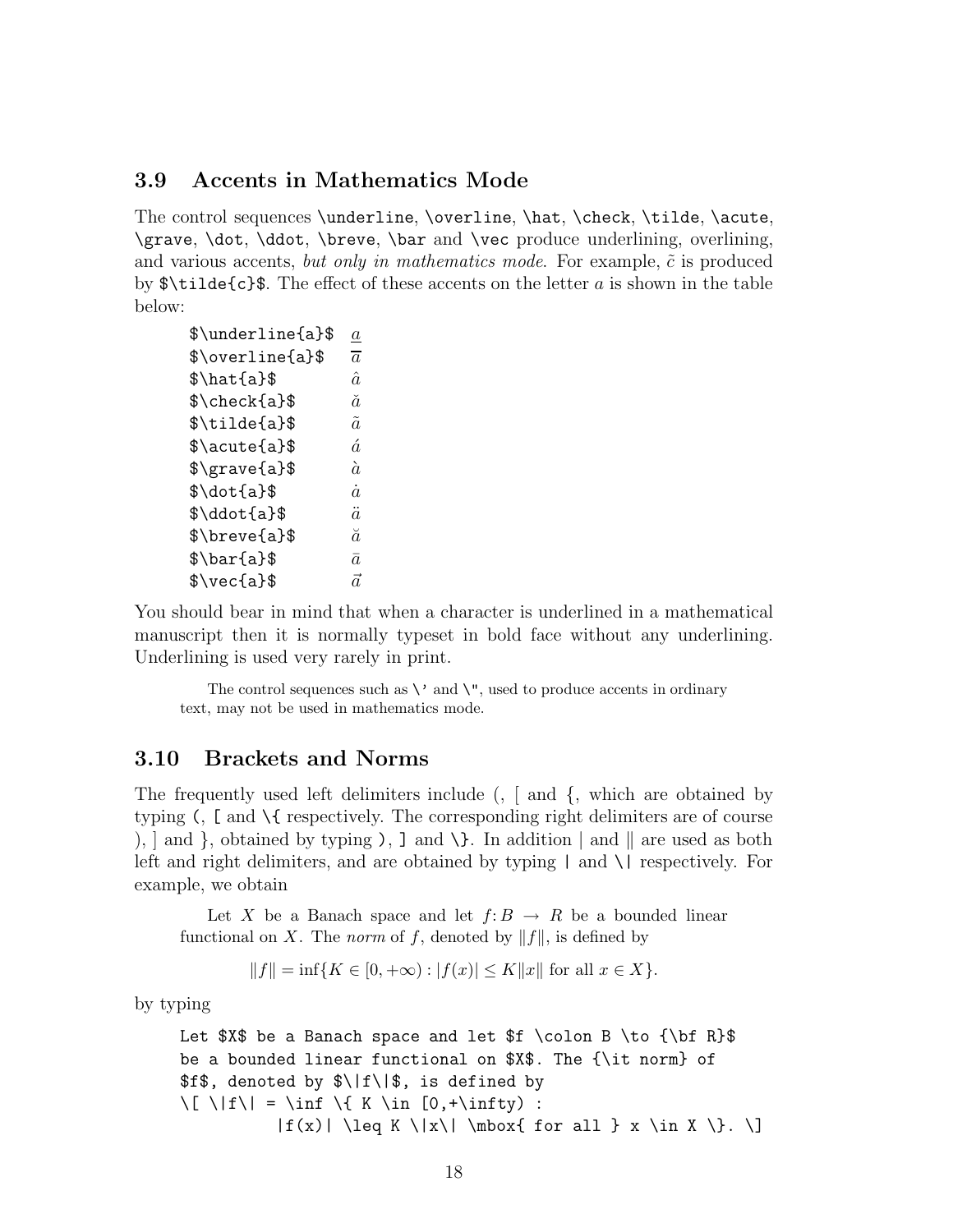### 3.9 Accents in Mathematics Mode

The control sequences `\underline`, `\overline`, `\hat`, `\check`, `\tilde`, `\acute`, `\grave`, `\dot`, `\ddot`, `\breve`, `\bar` and `\vec` produce underlining, overlining, and various accents, *but only in mathematics mode*. For example, $\tilde{c}$ is produced by `$\tilde{c}$`. The effect of these accents on the letter $a$ is shown in the table below:

| | |
|---|---|
| `$\underline{a}$` | $\underline{a}$ |
| `$\overline{a}$` | $\overline{a}$ |
| `$\hat{a}$` | $\hat{a}$ |
| `$\check{a}$` | $\check{a}$ |
| `$\tilde{a}$` | $\tilde{a}$ |
| `$\acute{a}$` | $\acute{a}$ |
| `$\grave{a}$` | $\grave{a}$ |
| `$\dot{a}$` | $\dot{a}$ |
| `$\ddot{a}$` | $\ddot{a}$ |
| `$\breve{a}$` | $\breve{a}$ |
| `$\bar{a}$` | $\bar{a}$ |
| `$\vec{a}$` | $\vec{a}$ |

You should bear in mind that when a character is underlined in a mathematical manuscript then it is normally typeset in bold face without any underlining. Underlining is used very rarely in print.

> The control sequences such as `\'` and `\"`, used to produce accents in ordinary text, may not be used in mathematics mode.

### 3.10 Brackets and Norms

The frequently used left delimiters include (, [ and {, which are obtained by typing `(`, `[` and `\{` respectively. The corresponding right delimiters are of course ), ] and }, obtained by typing `)`, `]` and `\}`. In addition | and ‖ are used as both left and right delimiters, and are obtained by typing `|` and `\|` respectively. For example, we obtain

> Let $X$ be a Banach space and let $f\colon B \to R$ be a bounded linear functional on $X$. The *norm* of $f$, denoted by $\|f\|$, is defined by
>
> $$\|f\| = \inf\{K \in [0,+\infty) : |f(x)| \leq K\|x\| \mbox{ for all } x \in X\}.$$

by typing

```
Let $X$ be a Banach space and let $f \colon B \to {\bf R}$
be a bounded linear functional on $X$. The {\it norm} of
$f$, denoted by $\|f\|$, is defined by
\[ \|f\| = \inf \{ K \in [0,+\infty) :
          |f(x)| \leq K \|x\| \mbox{ for all } x \in X \}. \]
```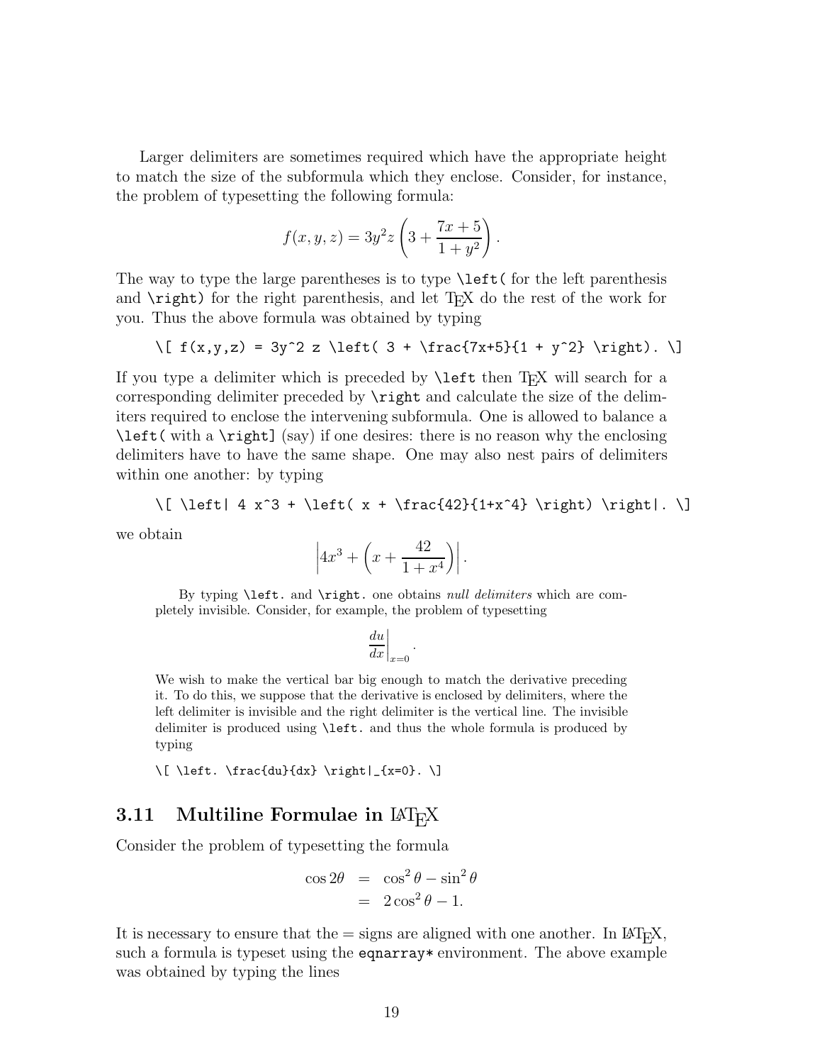Larger delimiters are sometimes required which have the appropriate height to match the size of the subformula which they enclose. Consider, for instance, the problem of typesetting the following formula:

$$f(x,y,z) = 3y^2 z \left( 3 + \frac{7x+5}{1 + y^2} \right).$$

The way to type the large parentheses is to type `\left(` for the left parenthesis and `\right)` for the right parenthesis, and let TEX do the rest of the work for you. Thus the above formula was obtained by typing

```
\[ f(x,y,z) = 3y^2 z \left( 3 + \frac{7x+5}{1 + y^2} \right). \]
```

If you type a delimiter which is preceded by `\left` then TEX will search for a corresponding delimiter preceded by `\right` and calculate the size of the delimiters required to enclose the intervening subformula. One is allowed to balance a `\left(` with a `\right]` (say) if one desires: there is no reason why the enclosing delimiters have to have the same shape. One may also nest pairs of delimiters within one another: by typing

```
\[ \left| 4 x^3 + \left( x + \frac{42}{1+x^4} \right) \right|. \]
```

we obtain

$$\left| 4 x^3 + \left( x + \frac{42}{1+x^4} \right) \right|.$$

By typing `\left.` and `\right.` one obtains *null delimiters* which are completely invisible. Consider, for example, the problem of typesetting

$$\left. \frac{du}{dx} \right|_{x=0}.$$

We wish to make the vertical bar big enough to match the derivative preceding it. To do this, we suppose that the derivative is enclosed by delimiters, where the left delimiter is invisible and the right delimiter is the vertical line. The invisible delimiter is produced using `\left.` and thus the whole formula is produced by typing

```
\[ \left. \frac{du}{dx} \right|_{x=0}. \]
```

## 3.11 Multiline Formulae in LATEX

Consider the problem of typesetting the formula

$$\begin{aligned} \cos 2\theta &= \cos^2 \theta - \sin^2 \theta \\ &= 2 \cos^2 \theta - 1. \end{aligned}$$

It is necessary to ensure that the = signs are aligned with one another. In LATEX, such a formula is typeset using the `eqnarray*` environment. The above example was obtained by typing the lines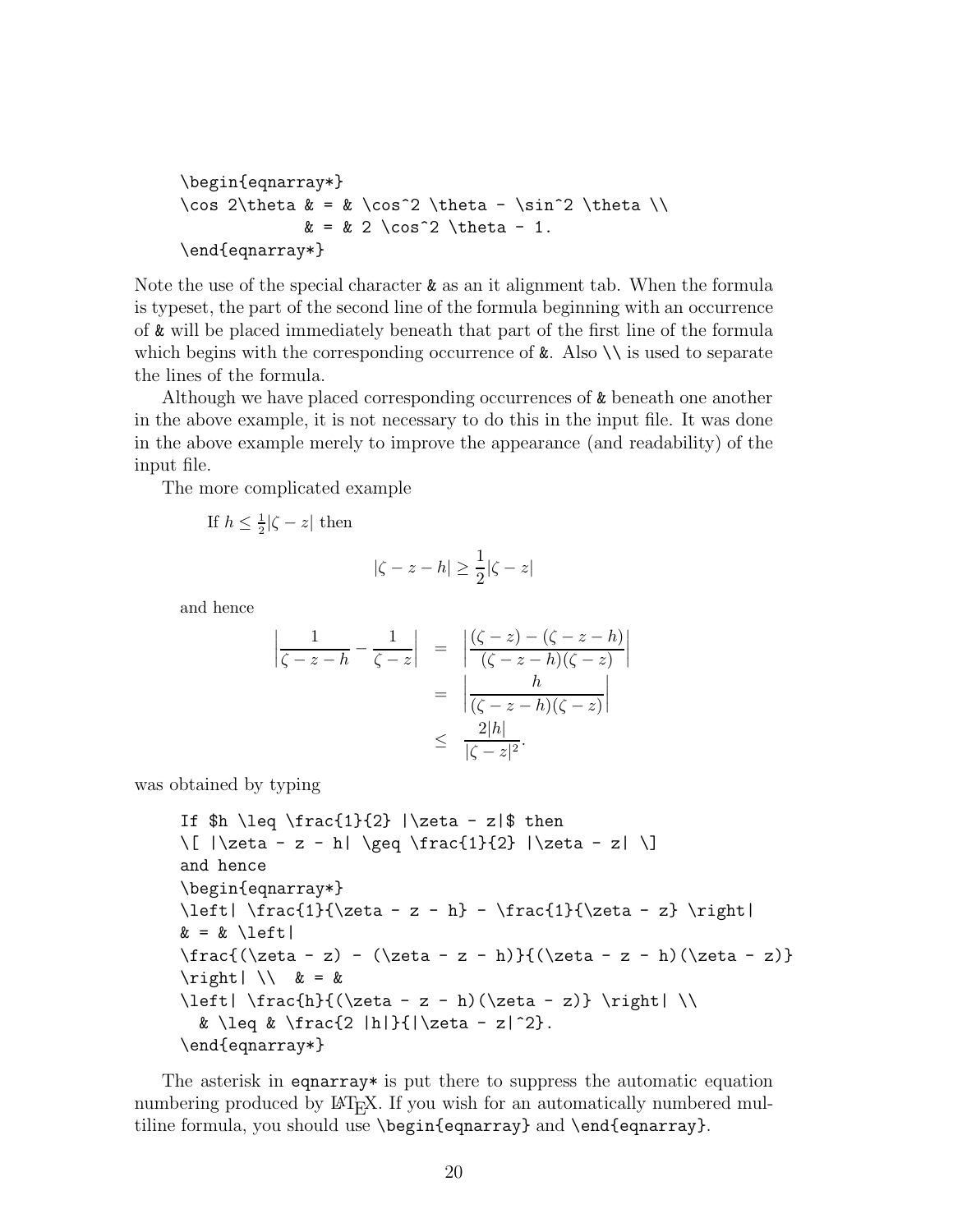```
\begin{eqnarray*}
\cos 2\theta & = & \cos^2 \theta - \sin^2 \theta \\
             & = & 2 \cos^2 \theta - 1.
\end{eqnarray*}
```

Note the use of the special character `&` as an it alignment tab. When the formula is typeset, the part of the second line of the formula beginning with an occurrence of `&` will be placed immediately beneath that part of the first line of the formula which begins with the corresponding occurrence of `&`. Also `\\` is used to separate the lines of the formula.

Although we have placed corresponding occurrences of `&` beneath one another in the above example, it is not necessary to do this in the input file. It was done in the above example merely to improve the appearance (and readability) of the input file.

The more complicated example

> If $h \leq \frac{1}{2} |\zeta - z|$ then
>
> $$|\zeta - z - h| \geq \frac{1}{2} |\zeta - z|$$
>
> and hence
>
> $$\begin{aligned} \left| \frac{1}{\zeta - z - h} - \frac{1}{\zeta - z} \right| &= \left| \frac{(\zeta - z) - (\zeta - z - h)}{(\zeta - z - h)(\zeta - z)} \right| \\ &= \left| \frac{h}{(\zeta - z - h)(\zeta - z)} \right| \\ &\leq \frac{2 |h|}{|\zeta - z|^2}. \end{aligned}$$

was obtained by typing

```
If $h \leq \frac{1}{2} |\zeta - z|$ then
\[ |\zeta - z - h| \geq \frac{1}{2} |\zeta - z| \]
and hence
\begin{eqnarray*}
\left| \frac{1}{\zeta - z - h} - \frac{1}{\zeta - z} \right|
& = & \left|
\frac{(\zeta - z) - (\zeta - z - h)}{(\zeta - z - h)(\zeta - z)}
\right| \\  & = &
\left| \frac{h}{(\zeta - z - h)(\zeta - z)} \right| \\
  & \leq & \frac{2 |h|}{|\zeta - z|^2}.
\end{eqnarray*}
```

The asterisk in `eqnarray*` is put there to suppress the automatic equation numbering produced by LaTeX. If you wish for an automatically numbered multiline formula, you should use `\begin{eqnarray}` and `\end{eqnarray}`.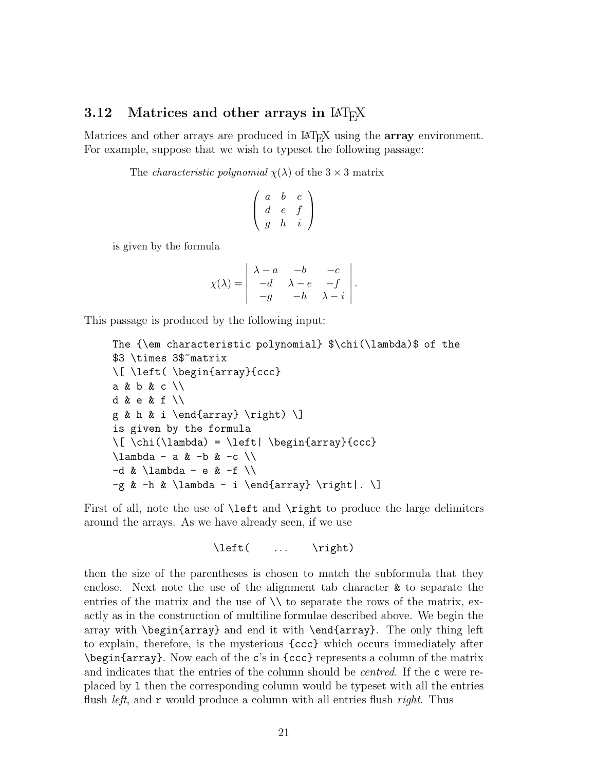## 3.12 Matrices and other arrays in LaTeX

Matrices and other arrays are produced in LaTeX using the **array** environment. For example, suppose that we wish to typeset the following passage:

> The *characteristic polynomial* $\chi(\lambda)$ of the $3 \times 3$ matrix
>
> $$\left( \begin{array}{ccc} a & b & c \\ d & e & f \\ g & h & i \end{array} \right)$$
>
> is given by the formula
>
> $$\chi(\lambda) = \left| \begin{array}{ccc} \lambda - a & -b & -c \\ -d & \lambda - e & -f \\ -g & -h & \lambda - i \end{array} \right|.$$

This passage is produced by the following input:

```
The {\em characteristic polynomial} $\chi(\lambda)$ of the
$3 \times 3$~matrix
\[ \left( \begin{array}{ccc}
a & b & c \\
d & e & f \\
g & h & i \end{array} \right) \]
is given by the formula
\[ \chi(\lambda) = \left| \begin{array}{ccc}
\lambda - a & -b & -c \\
-d & \lambda - e & -f \\
-g & -h & \lambda - i \end{array} \right|. \]
```

First of all, note the use of `\left` and `\right` to produce the large delimiters around the arrays. As we have already seen, if we use

```
\left(    ...    \right)
```

then the size of the parentheses is chosen to match the subformula that they enclose. Next note the use of the alignment tab character `&` to separate the entries of the matrix and the use of `\\` to separate the rows of the matrix, exactly as in the construction of multiline formulae described above. We begin the array with `\begin{array}` and end it with `\end{array}`. The only thing left to explain, therefore, is the mysterious `{ccc}` which occurs immediately after `\begin{array}`. Now each of the `c`'s in `{ccc}` represents a column of the matrix and indicates that the entries of the column should be *centred*. If the `c` were replaced by `l` then the corresponding column would be typeset with all the entries flush *left*, and `r` would produce a column with all entries flush *right*. Thus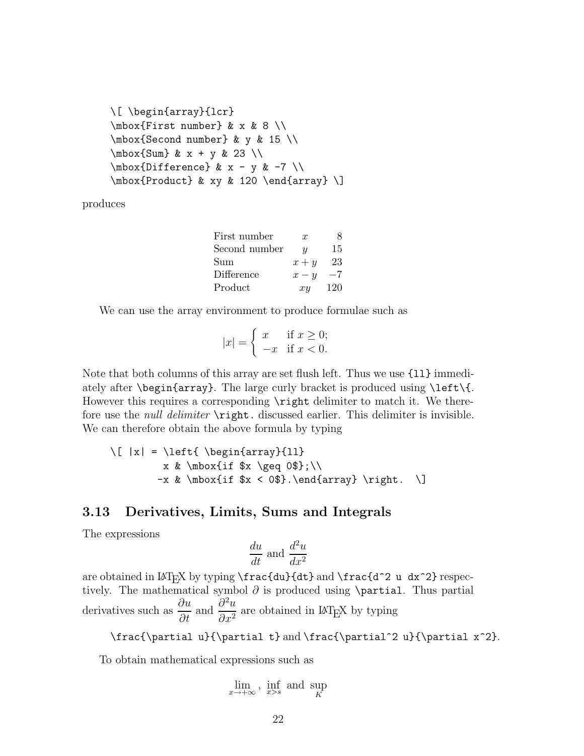```
\[ \begin{array}{lcr}
\mbox{First number} & x & 8 \\
\mbox{Second number} & y & 15 \\
\mbox{Sum} & x + y & 23 \\
\mbox{Difference} & x - y & -7 \\
\mbox{Product} & xy & 120 \end{array} \]
```

produces

$$\begin{array}{lcr}
\mbox{First number} & x & 8 \\
\mbox{Second number} & y & 15 \\
\mbox{Sum} & x + y & 23 \\
\mbox{Difference} & x - y & -7 \\
\mbox{Product} & xy & 120 \end{array}$$

We can use the array environment to produce formulae such as

$$|x| = \left\{ \begin{array}{ll}
x & \mbox{if $x \geq 0$};\\
-x & \mbox{if $x < 0$}.\end{array} \right.$$

Note that both columns of this array are set flush left. Thus we use `{ll}` immediately after `\begin{array}`. The large curly bracket is produced using `\left\{`. However this requires a corresponding `\right` delimiter to match it. We therefore use the *null delimiter* `\right.` discussed earlier. This delimiter is invisible. We can therefore obtain the above formula by typing

```
\[ |x| = \left{ \begin{array}{ll}
         x & \mbox{if $x \geq 0$};\\
        -x & \mbox{if $x < 0$}.\end{array} \right.  \]
```

## 3.13 Derivatives, Limits, Sums and Integrals

The expressions

$$\frac{du}{dt} \text{ and } \frac{d^2 u}{dx^2}$$

are obtained in LaTeX by typing `\frac{du}{dt}` and `\frac{d^2 u dx^2}` respectively. The mathematical symbol $\partial$ is produced using `\partial`. Thus partial derivatives such as $\frac{\partial u}{\partial t}$ and $\frac{\partial^2 u}{\partial x^2}$ are obtained in LaTeX by typing

`\frac{\partial u}{\partial t}` and `\frac{\partial^2 u}{\partial x^2}`.

To obtain mathematical expressions such as

$$\lim_{x \to +\infty}, \inf_{x > s} \text{ and } \sup_K$$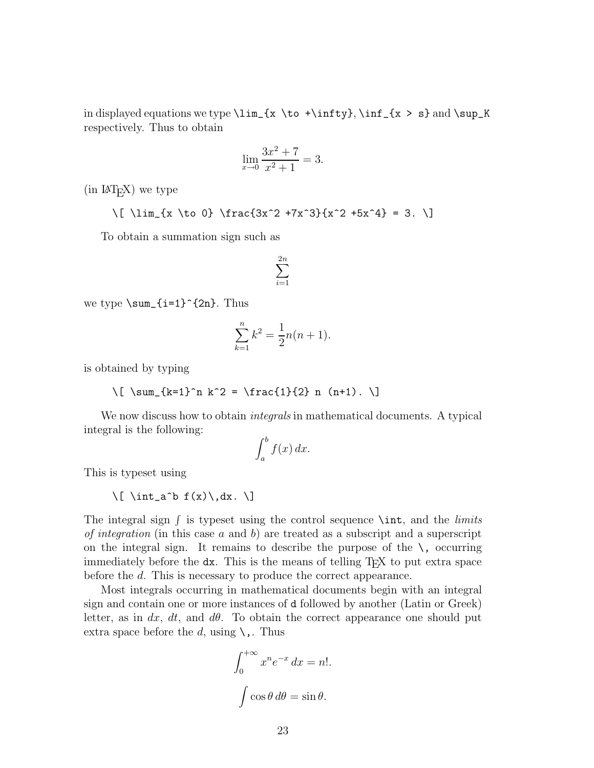in displayed equations we type `\lim_{x \to +\infty}`, `\inf_{x > s}` and `\sup_K` respectively. Thus to obtain

$$\lim_{x \to 0} \frac{3x^2 + 7}{x^2 + 1} = 3.$$

(in LaTeX) we type

```
\[ \lim_{x \to 0} \frac{3x^2 +7x^3}{x^2 +5x^4} = 3. \]
```

To obtain a summation sign such as

$$\sum_{i=1}^{2n}$$

we type `\sum_{i=1}^{2n}`. Thus

$$\sum_{k=1}^{n} k^2 = \frac{1}{2} n(n+1).$$

is obtained by typing

```
\[ \sum_{k=1}^n k^2 = \frac{1}{2} n (n+1). \]
```

We now discuss how to obtain *integrals* in mathematical documents. A typical integral is the following:

$$\int_a^b f(x)\,dx.$$

This is typeset using

```
\[ \int_a^b f(x)\,dx. \]
```

The integral sign $\int$ is typeset using the control sequence `\int`, and the *limits of integration* (in this case $a$ and $b$) are treated as a subscript and a superscript on the integral sign. It remains to describe the purpose of the `\,` occurring immediately before the `dx`. This is the means of telling TeX to put extra space before the $d$. This is necessary to produce the correct appearance.

Most integrals occurring in mathematical documents begin with an integral sign and contain one or more instances of `d` followed by another (Latin or Greek) letter, as in $dx$, $dt$, and $d\theta$. To obtain the correct appearance one should put extra space before the $d$, using `\,`. Thus

$$\int_0^{+\infty} x^n e^{-x}\,dx = n!.$$

$$\int \cos\theta\,d\theta = \sin\theta.$$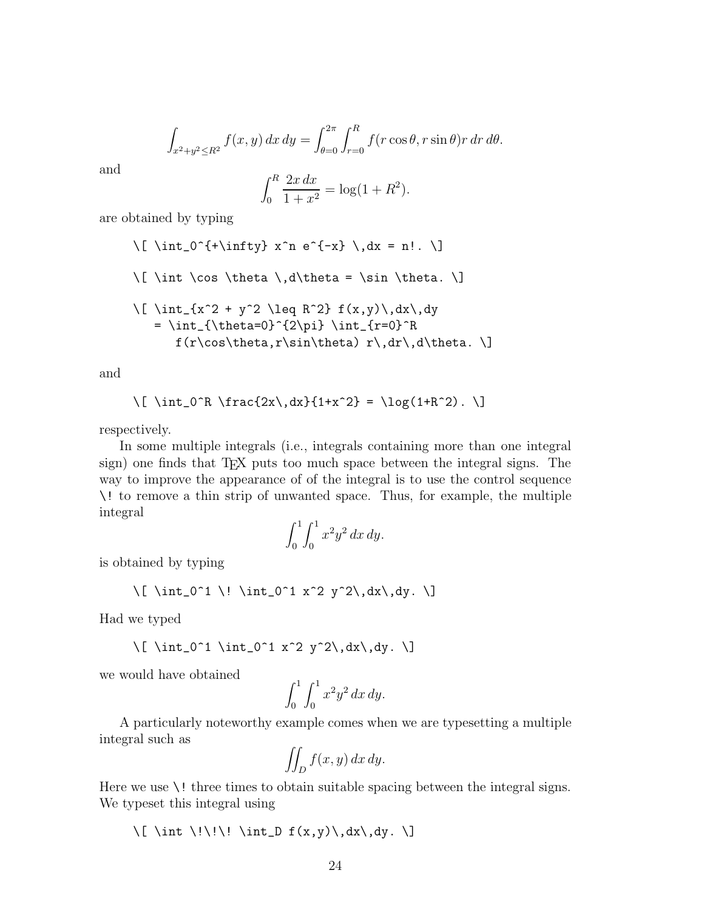$$\int_{x^2+y^2\leq R^2} f(x,y)\,dx\,dy = \int_{\theta=0}^{2\pi}\int_{r=0}^{R} f(r\cos\theta, r\sin\theta)r\,dr\,d\theta.$$

and

$$\int_0^R \frac{2x\,dx}{1+x^2} = \log(1+R^2).$$

are obtained by typing

```
\[ \int_0^{+\infty} x^n e^{-x} \,dx = n!. \]

\[ \int \cos \theta \,d\theta = \sin \theta. \]

\[ \int_{x^2 + y^2 \leq R^2} f(x,y)\,dx\,dy
   = \int_{\theta=0}^{2\pi} \int_{r=0}^R
      f(r\cos\theta,r\sin\theta) r\,dr\,d\theta. \]
```

and

```
\[ \int_0^R \frac{2x\,dx}{1+x^2} = \log(1+R^2). \]
```

respectively.

In some multiple integrals (i.e., integrals containing more than one integral sign) one finds that TEX puts too much space between the integral signs. The way to improve the appearance of of the integral is to use the control sequence \! to remove a thin strip of unwanted space. Thus, for example, the multiple integral

$$\int_0^1\!\int_0^1 x^2y^2\,dx\,dy.$$

is obtained by typing

```
\[ \int_0^1 \! \int_0^1 x^2 y^2\,dx\,dy. \]
```

Had we typed

```
\[ \int_0^1 \int_0^1 x^2 y^2\,dx\,dy. \]
```

we would have obtained

$$\int_0^1 \int_0^1 x^2y^2\,dx\,dy.$$

A particularly noteworthy example comes when we are typesetting a multiple integral such as

$$\int \!\!\!\! \int_D f(x,y)\,dx\,dy.$$

Here we use \! three times to obtain suitable spacing between the integral signs. We typeset this integral using

```
\[ \int \!\!\! \int_D f(x,y)\,dx\,dy. \]
```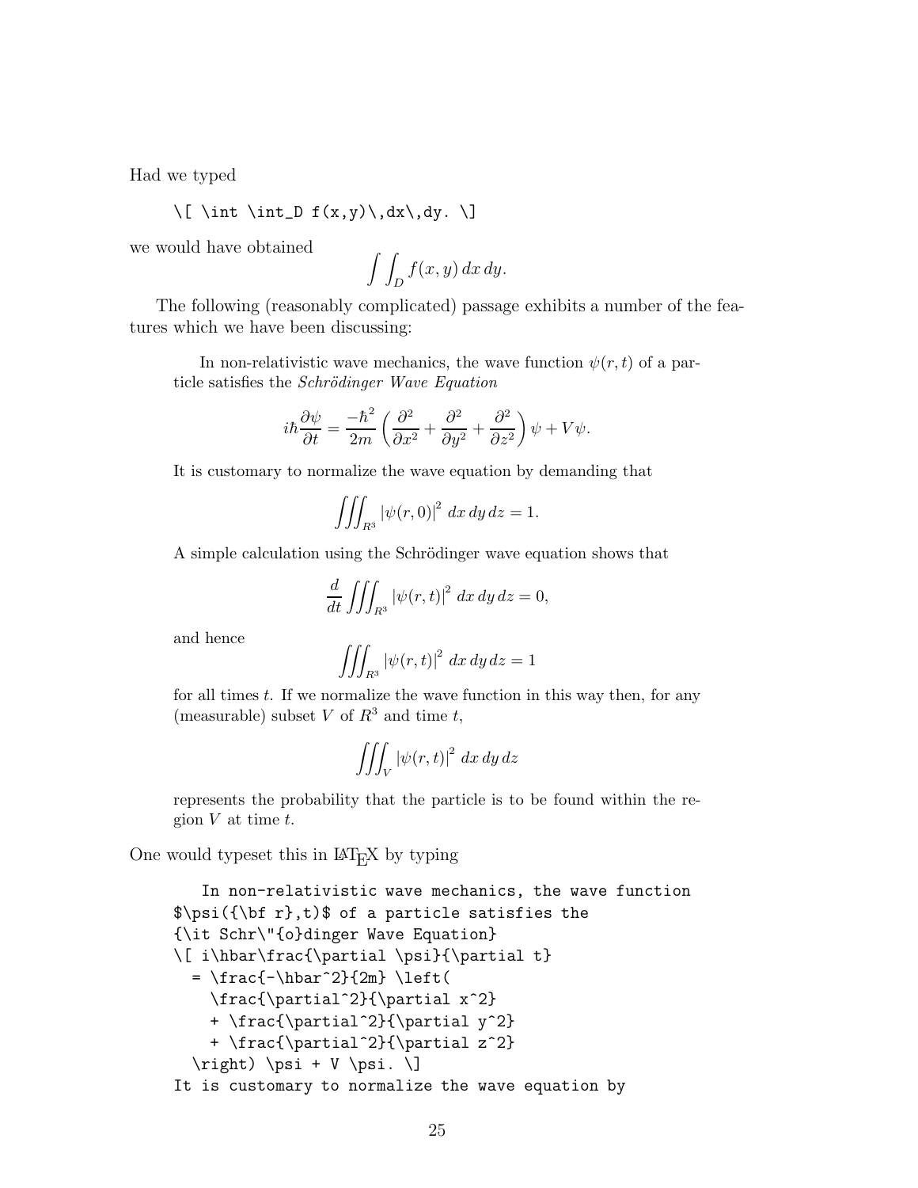Had we typed

```
\[ \int \int_D f(x,y)\,dx\,dy. \]
```

we would have obtained

$$\int \int_D f(x,y)\,dx\,dy.$$

The following (reasonably complicated) passage exhibits a number of the features which we have been discussing:

> In non-relativistic wave mechanics, the wave function $\psi(\mathbf{r},t)$ of a particle satisfies the *Schrödinger Wave Equation*
>
> $$i\hbar\frac{\partial \psi}{\partial t} = \frac{-\hbar^2}{2m} \left( \frac{\partial^2}{\partial x^2} + \frac{\partial^2}{\partial y^2} + \frac{\partial^2}{\partial z^2} \right) \psi + V \psi.$$
>
> It is customary to normalize the wave equation by demanding that
>
> $$\iiint_{\mathbf{R}^3} \left| \psi(\mathbf{r},0) \right|^2\,dx\,dy\,dz = 1.$$
>
> A simple calculation using the Schrödinger wave equation shows that
>
> $$\frac{d}{dt} \iiint_{\mathbf{R}^3} \left| \psi(\mathbf{r},t) \right|^2\,dx\,dy\,dz = 0,$$
>
> and hence
>
> $$\iiint_{\mathbf{R}^3} \left| \psi(\mathbf{r},t) \right|^2\,dx\,dy\,dz = 1$$
>
> for all times $t$. If we normalize the wave function in this way then, for any (measurable) subset $V$ of $\mathbf{R}^3$ and time $t$,
>
> $$\iiint_V \left| \psi(\mathbf{r},t) \right|^2\,dx\,dy\,dz$$
>
> represents the probability that the particle is to be found within the region $V$ at time $t$.

One would typeset this in LaTeX by typing

```
   In non-relativistic wave mechanics, the wave function
$\psi({\bf r},t)$ of a particle satisfies the
{\it Schr\"{o}dinger Wave Equation}
\[ i\hbar\frac{\partial \psi}{\partial t}
  = \frac{-\hbar^2}{2m} \left(
    \frac{\partial^2}{\partial x^2}
    + \frac{\partial^2}{\partial y^2}
    + \frac{\partial^2}{\partial z^2}
  \right) \psi + V \psi. \]
It is customary to normalize the wave equation by
```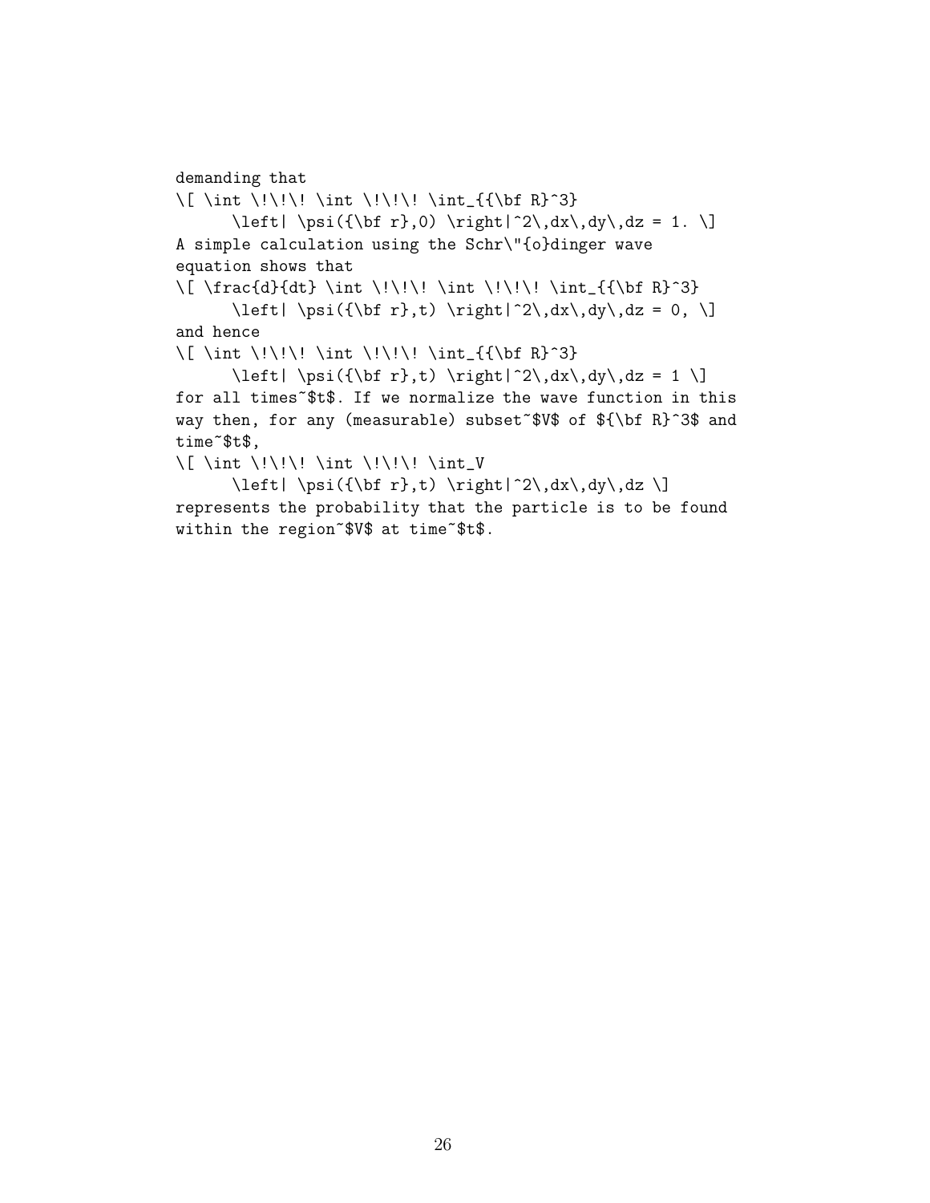```
demanding that
\[ \int \!\!\! \int \!\!\! \int_{{\bf R}^3}
      \left| \psi({\bf r},0) \right|^2\,dx\,dy\,dz = 1. \]
A simple calculation using the Schr\"{o}dinger wave
equation shows that
\[ \frac{d}{dt} \int \!\!\! \int \!\!\! \int_{{\bf R}^3}
      \left| \psi({\bf r},t) \right|^2\,dx\,dy\,dz = 0, \]
and hence
\[ \int \!\!\! \int \!\!\! \int_{{\bf R}^3}
      \left| \psi({\bf r},t) \right|^2\,dx\,dy\,dz = 1 \]
for all times~$t$. If we normalize the wave function in this
way then, for any (measurable) subset~$V$ of ${\bf R}^3$ and
time~$t$,
\[ \int \!\!\! \int \!\!\! \int_V
      \left| \psi({\bf r},t) \right|^2\,dx\,dy\,dz \]
represents the probability that the particle is to be found
within the region~$V$ at time~$t$.
```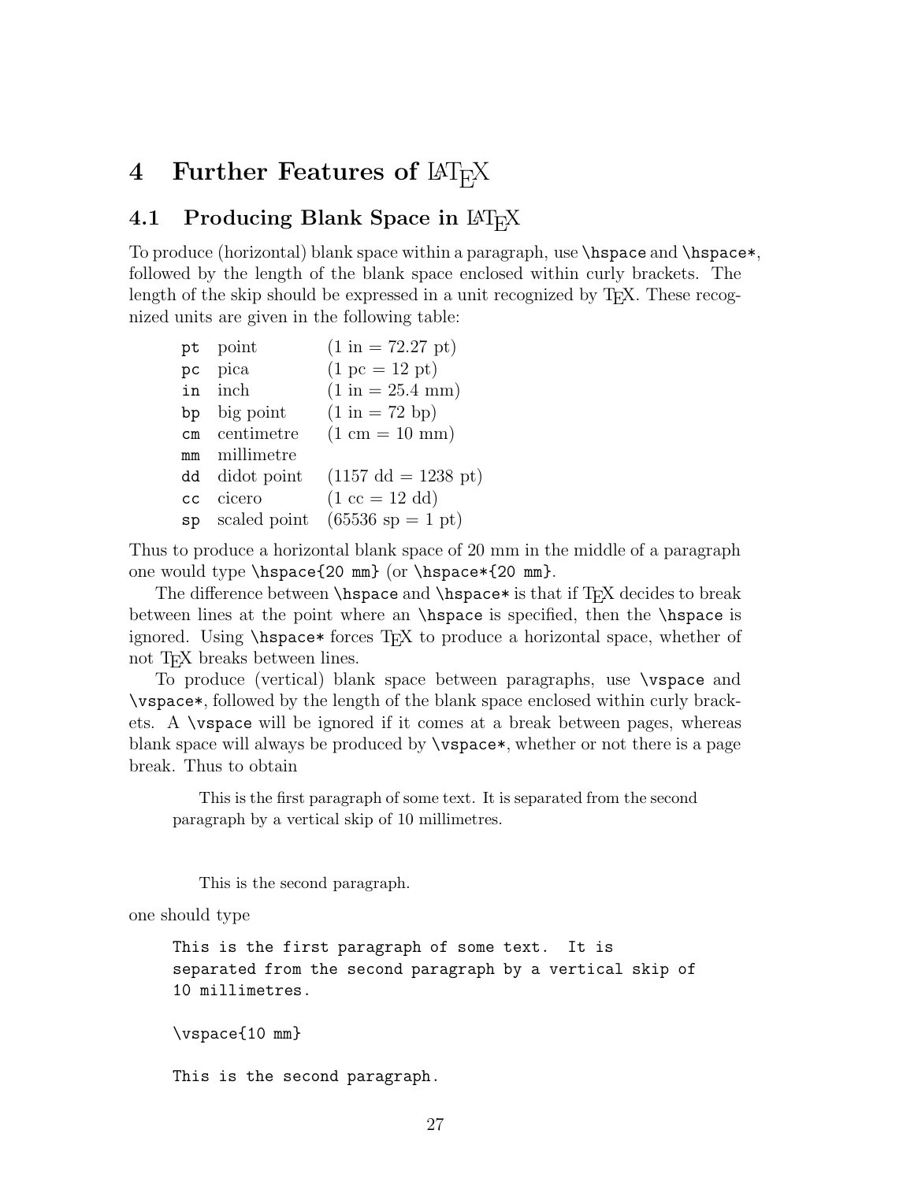# 4 Further Features of LaTeX

## 4.1 Producing Blank Space in LaTeX

To produce (horizontal) blank space within a paragraph, use `\hspace` and `\hspace*`, followed by the length of the blank space enclosed within curly brackets. The length of the skip should be expressed in a unit recognized by TeX. These recognized units are given in the following table:

| | | |
|---|---|---|
| `pt` | point | (1 in = 72.27 pt) |
| `pc` | pica | (1 pc = 12 pt) |
| `in` | inch | (1 in = 25.4 mm) |
| `bp` | big point | (1 in = 72 bp) |
| `cm` | centimetre | (1 cm = 10 mm) |
| `mm` | millimetre | |
| `dd` | didot point | (1157 dd = 1238 pt) |
| `cc` | cicero | (1 cc = 12 dd) |
| `sp` | scaled point | (65536 sp = 1 pt) |

Thus to produce a horizontal blank space of 20 mm in the middle of a paragraph one would type `\hspace{20 mm}` (or `\hspace*{20 mm}`.

The difference between `\hspace` and `\hspace*` is that if TeX decides to break between lines at the point where an `\hspace` is specified, then the `\hspace` is ignored. Using `\hspace*` forces TeX to produce a horizontal space, whether of not TeX breaks between lines.

To produce (vertical) blank space between paragraphs, use `\vspace` and `\vspace*`, followed by the length of the blank space enclosed within curly brackets. A `\vspace` will be ignored if it comes at a break between pages, whereas blank space will always be produced by `\vspace*`, whether or not there is a page break. Thus to obtain

> This is the first paragraph of some text. It is separated from the second paragraph by a vertical skip of 10 millimetres.
>
> This is the second paragraph.

one should type

```
This is the first paragraph of some text.  It is
separated from the second paragraph by a vertical skip of
10 millimetres.

\vspace{10 mm}

This is the second paragraph.
```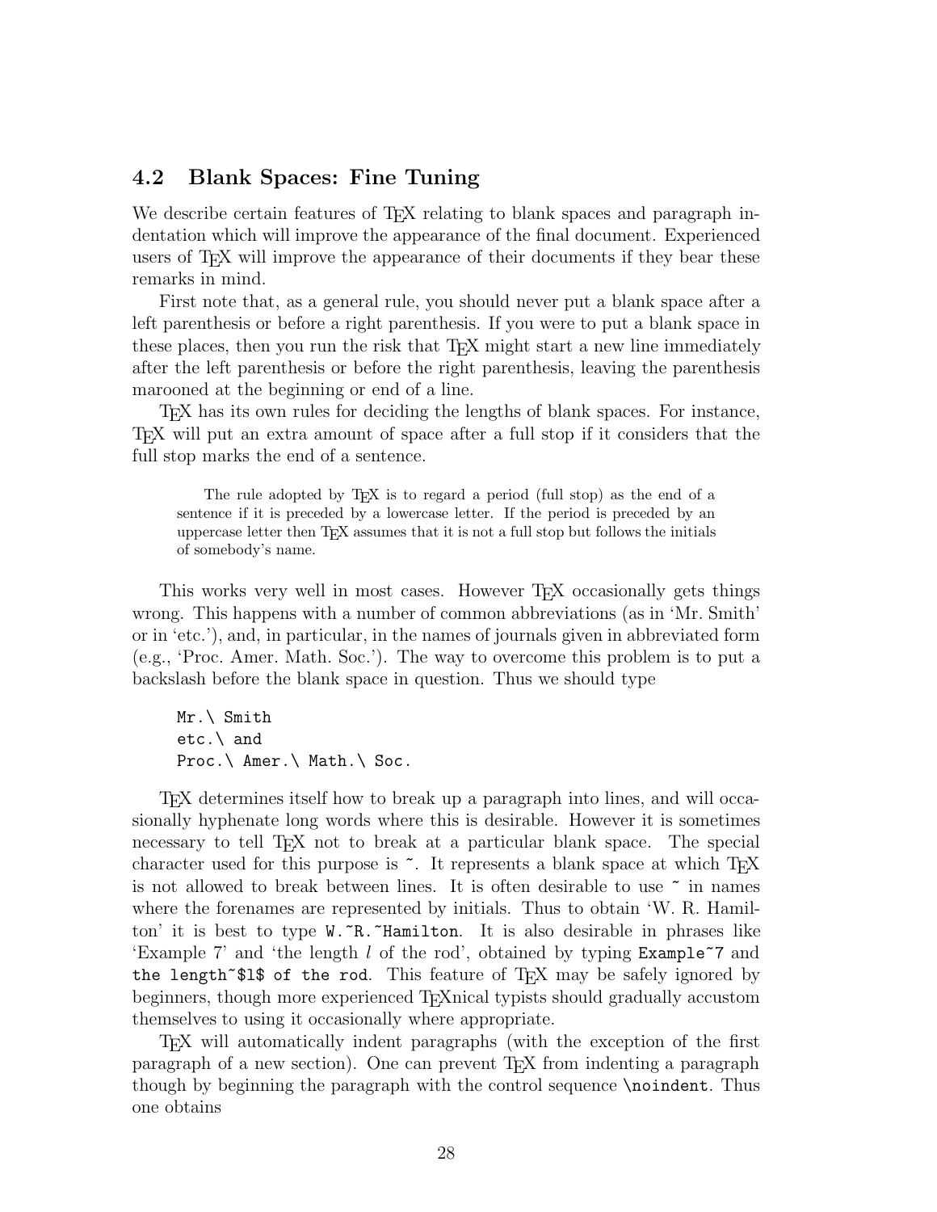## 4.2 Blank Spaces: Fine Tuning

We describe certain features of TeX relating to blank spaces and paragraph indentation which will improve the appearance of the final document. Experienced users of TeX will improve the appearance of their documents if they bear these remarks in mind.

First note that, as a general rule, you should never put a blank space after a left parenthesis or before a right parenthesis. If you were to put a blank space in these places, then you run the risk that TeX might start a new line immediately after the left parenthesis or before the right parenthesis, leaving the parenthesis marooned at the beginning or end of a line.

TeX has its own rules for deciding the lengths of blank spaces. For instance, TeX will put an extra amount of space after a full stop if it considers that the full stop marks the end of a sentence.

> The rule adopted by TeX is to regard a period (full stop) as the end of a sentence if it is preceded by a lowercase letter. If the period is preceded by an uppercase letter then TeX assumes that it is not a full stop but follows the initials of somebody's name.

This works very well in most cases. However TeX occasionally gets things wrong. This happens with a number of common abbreviations (as in 'Mr. Smith' or in 'etc.'), and, in particular, in the names of journals given in abbreviated form (e.g., 'Proc. Amer. Math. Soc.'). The way to overcome this problem is to put a backslash before the blank space in question. Thus we should type

```
Mr.\ Smith
etc.\ and
Proc.\ Amer.\ Math.\ Soc.
```

TeX determines itself how to break up a paragraph into lines, and will occasionally hyphenate long words where this is desirable. However it is sometimes necessary to tell TeX not to break at a particular blank space. The special character used for this purpose is `~`. It represents a blank space at which TeX is not allowed to break between lines. It is often desirable to use `~` in names where the forenames are represented by initials. Thus to obtain 'W. R. Hamilton' it is best to type `W.~R.~Hamilton`. It is also desirable in phrases like 'Example 7' and 'the length $l$ of the rod', obtained by typing `Example~7` and `the length~$l$ of the rod`. This feature of TeX may be safely ignored by beginners, though more experienced TeXnical typists should gradually accustom themselves to using it occasionally where appropriate.

TeX will automatically indent paragraphs (with the exception of the first paragraph of a new section). One can prevent TeX from indenting a paragraph though by beginning the paragraph with the control sequence `\noindent`. Thus one obtains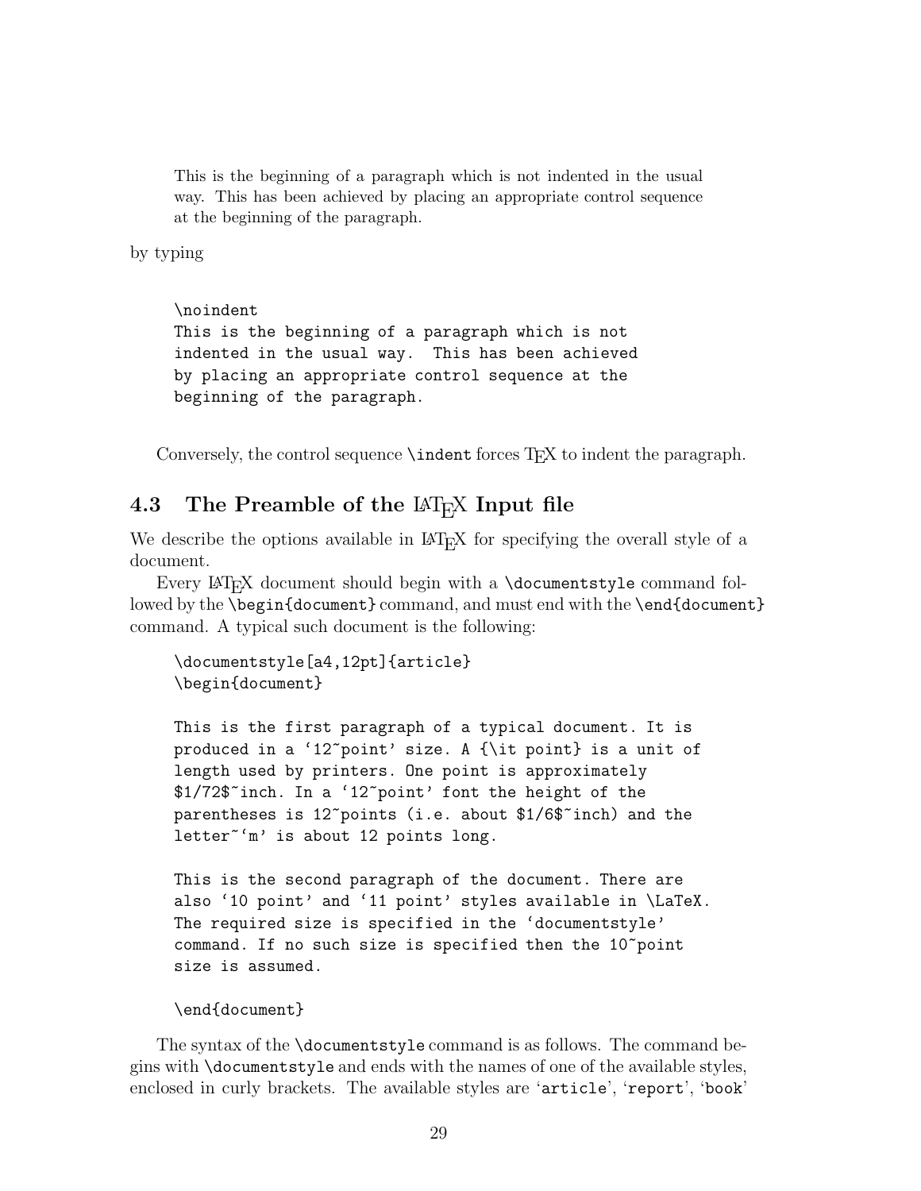> This is the beginning of a paragraph which is not indented in the usual way. This has been achieved by placing an appropriate control sequence at the beginning of the paragraph.

by typing

```
\noindent
This is the beginning of a paragraph which is not
indented in the usual way.  This has been achieved
by placing an appropriate control sequence at the
beginning of the paragraph.
```

Conversely, the control sequence `\indent` forces TEX to indent the paragraph.

## 4.3 The Preamble of the LATEX Input file

We describe the options available in LATEX for specifying the overall style of a document.

Every LATEX document should begin with a `\documentstyle` command followed by the `\begin{document}` command, and must end with the `\end{document}` command. A typical such document is the following:

```
\documentstyle[a4,12pt]{article}
\begin{document}

This is the first paragraph of a typical document. It is
produced in a `12~point' size. A {\it point} is a unit of
length used by printers. One point is approximately
$1/72$~inch. In a `12~point' font the height of the
parentheses is 12~points (i.e. about $1/6$~inch) and the
letter~`m' is about 12 points long.

This is the second paragraph of the document. There are
also `10 point' and `11 point' styles available in \LaTeX.
The required size is specified in the `documentstyle'
command. If no such size is specified then the 10~point
size is assumed.

\end{document}
```

The syntax of the `\documentstyle` command is as follows. The command begins with `\documentstyle` and ends with the names of one of the available styles, enclosed in curly brackets. The available styles are '`article`', '`report`', '`book`'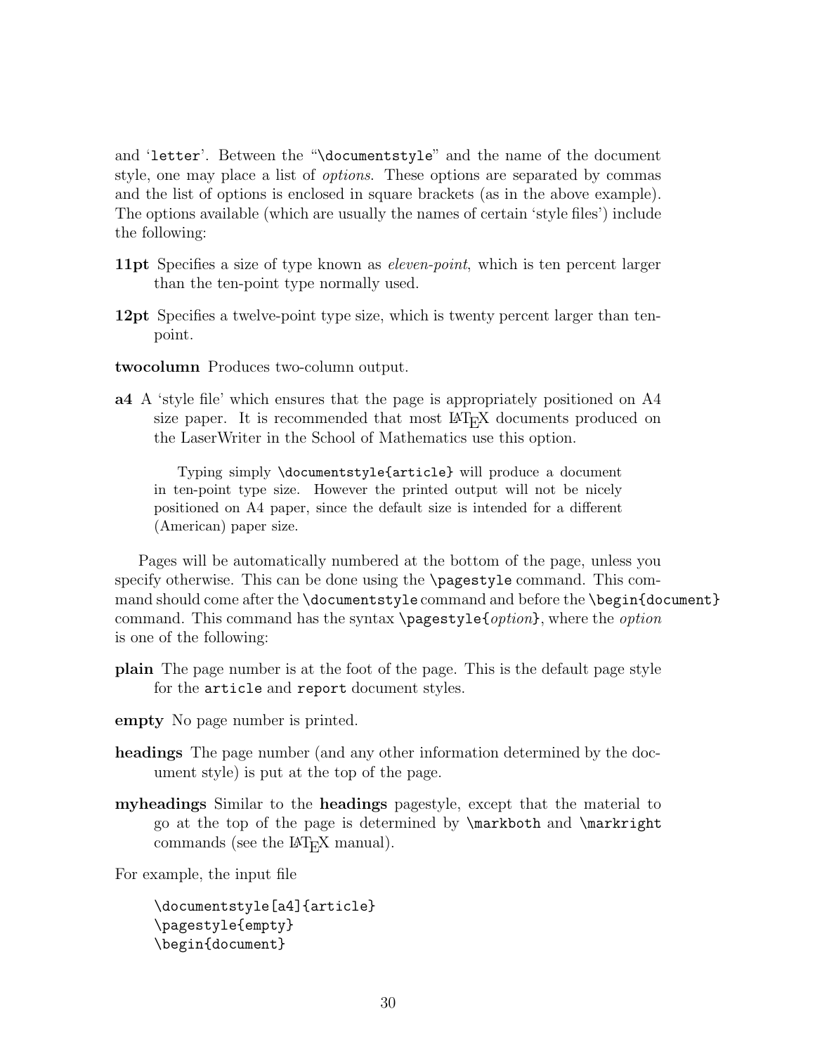and '`letter`'. Between the "`\documentstyle`" and the name of the document style, one may place a list of *options*. These options are separated by commas and the list of options is enclosed in square brackets (as in the above example). The options available (which are usually the names of certain 'style files') include the following:

**11pt** Specifies a size of type known as *eleven-point*, which is ten percent larger than the ten-point type normally used.

**12pt** Specifies a twelve-point type size, which is twenty percent larger than ten-point.

**twocolumn** Produces two-column output.

**a4** A 'style file' which ensures that the page is appropriately positioned on A4 size paper. It is recommended that most LaTeX documents produced on the LaserWriter in the School of Mathematics use this option.

> Typing simply `\documentstyle{article}` will produce a document in ten-point type size. However the printed output will not be nicely positioned on A4 paper, since the default size is intended for a different (American) paper size.

Pages will be automatically numbered at the bottom of the page, unless you specify otherwise. This can be done using the `\pagestyle` command. This command should come after the `\documentstyle` command and before the `\begin{document}` command. This command has the syntax `\pagestyle{`*option*`}`, where the *option* is one of the following:

**plain** The page number is at the foot of the page. This is the default page style for the `article` and `report` document styles.

**empty** No page number is printed.

**headings** The page number (and any other information determined by the document style) is put at the top of the page.

**myheadings** Similar to the **headings** pagestyle, except that the material to go at the top of the page is determined by `\markboth` and `\markright` commands (see the LaTeX manual).

For example, the input file

```
\documentstyle[a4]{article}
\pagestyle{empty}
\begin{document}
```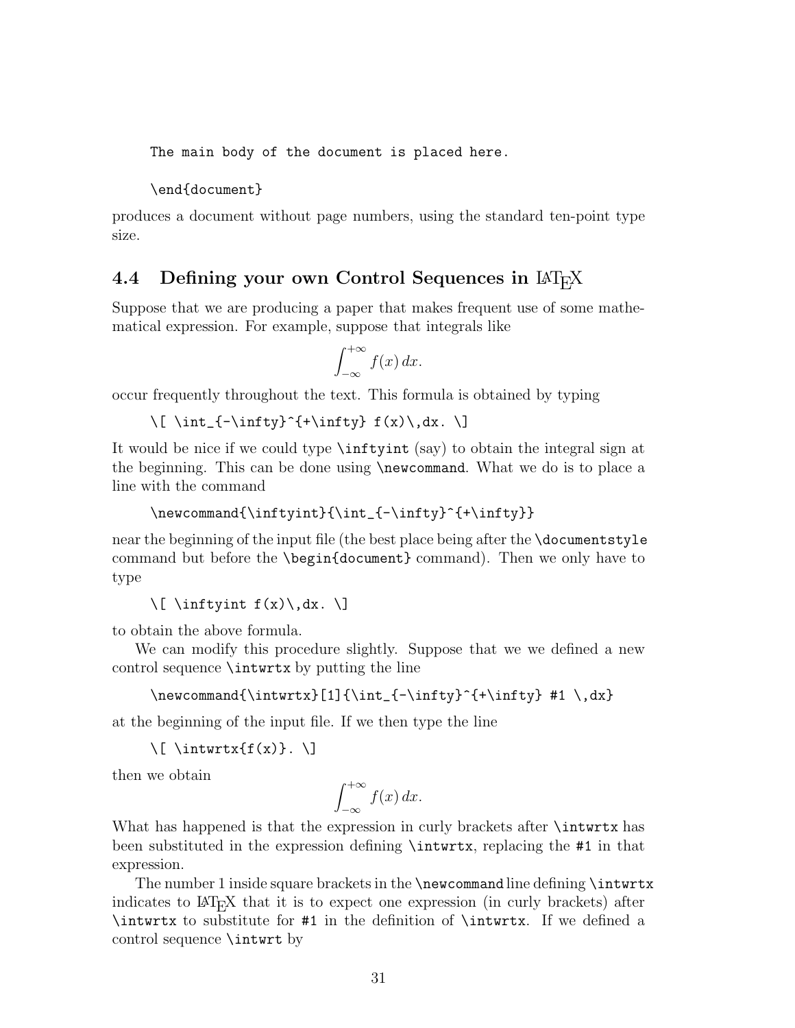```
The main body of the document is placed here.

\end{document}
```

produces a document without page numbers, using the standard ten-point type size.

## 4.4 Defining your own Control Sequences in LaTeX

Suppose that we are producing a paper that makes frequent use of some mathematical expression. For example, suppose that integrals like

$$\int_{-\infty}^{+\infty} f(x)\,dx.$$

occur frequently throughout the text. This formula is obtained by typing

```
\[ \int_{-\infty}^{+\infty} f(x)\,dx. \]
```

It would be nice if we could type `\inftyint` (say) to obtain the integral sign at the beginning. This can be done using `\newcommand`. What we do is to place a line with the command

```
\newcommand{\inftyint}{\int_{-\infty}^{+\infty}}
```

near the beginning of the input file (the best place being after the `\documentstyle` command but before the `\begin{document}` command). Then we only have to type

```
\[ \inftyint f(x)\,dx. \]
```

to obtain the above formula.

We can modify this procedure slightly. Suppose that we we defined a new control sequence `\intwrtx` by putting the line

```
\newcommand{\intwrtx}[1]{\int_{-\infty}^{+\infty} #1 \,dx}
```

at the beginning of the input file. If we then type the line

```
\[ \intwrtx{f(x)}. \]
```

then we obtain

$$\int_{-\infty}^{+\infty} f(x)\,dx.$$

What has happened is that the expression in curly brackets after `\intwrtx` has been substituted in the expression defining `\intwrtx`, replacing the `#1` in that expression.

The number 1 inside square brackets in the `\newcommand` line defining `\intwrtx` indicates to LaTeX that it is to expect one expression (in curly brackets) after `\intwrtx` to substitute for `#1` in the definition of `\intwrtx`. If we defined a control sequence `\intwrt` by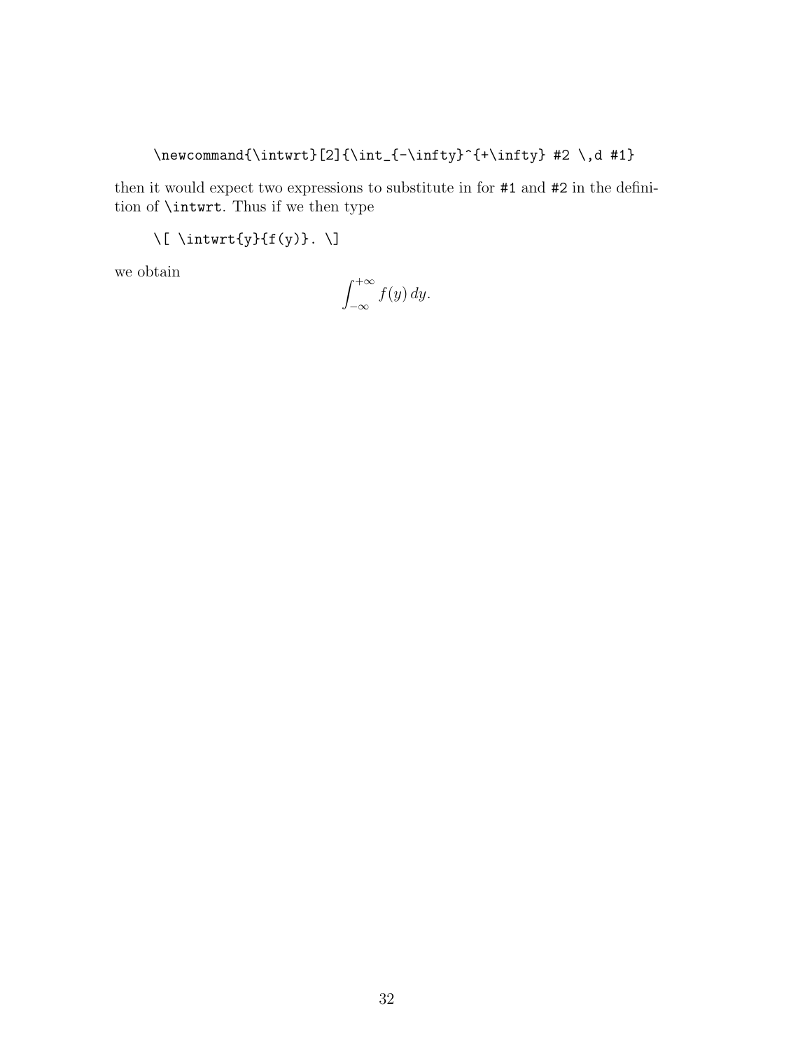```
\newcommand{\intwrt}[2]{\int_{-\infty}^{+\infty} #2 \,d #1}
```

then it would expect two expressions to substitute in for `#1` and `#2` in the definition of `\intwrt`. Thus if we then type

```
\[ \intwrt{y}{f(y)}. \]
```

we obtain

$$\int_{-\infty}^{+\infty} f(y)\,dy.$$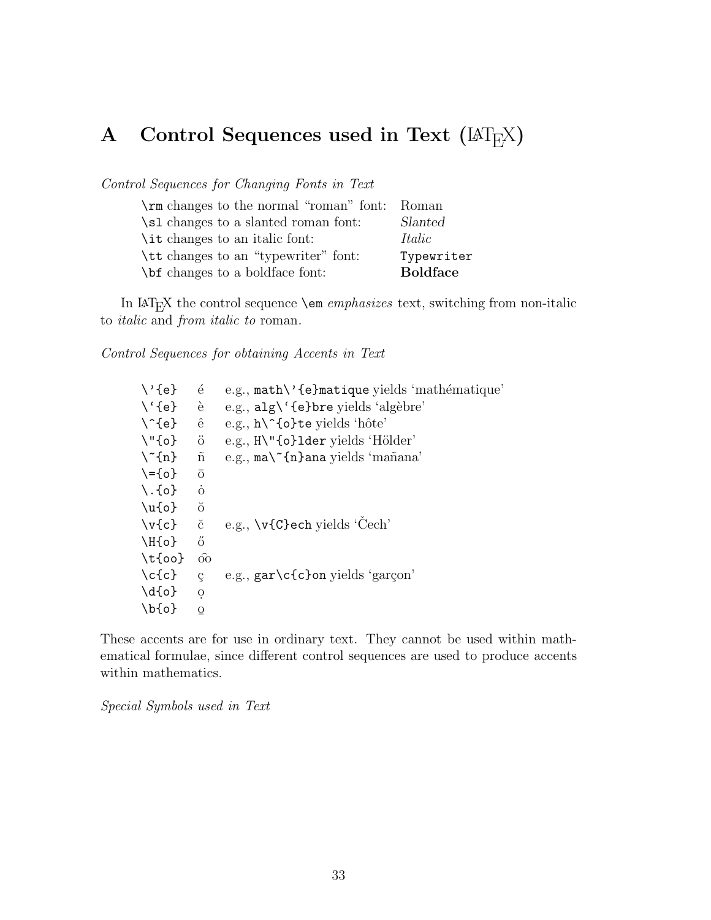# A Control Sequences used in Text (LaTeX)

*Control Sequences for Changing Fonts in Text*

| | |
|---|---|
| `\rm` changes to the normal "roman" font: | Roman |
| `\sl` changes to a slanted roman font: | *Slanted* |
| `\it` changes to an italic font: | *Italic* |
| `\tt` changes to an "typewriter" font: | `Typewriter` |
| `\bf` changes to a boldface font: | **Boldface** |

In LaTeX the control sequence `\em` *emphasizes* text, switching from non-italic to *italic* and *from italic to* roman.

*Control Sequences for obtaining Accents in Text*

| | | |
|---|---|---|
| `\'{e}` | é | e.g., `math\'{e}matique` yields 'mathématique' |
| `` \`{e} `` | è | e.g., `` alg\`{e}bre `` yields 'algèbre' |
| `\^{e}` | ê | e.g., `h\^{o}te` yields 'hôte' |
| `\"{o}` | ö | e.g., `H\"{o}lder` yields 'Hölder' |
| `\~{n}` | ñ | e.g., `ma\~{n}ana` yields 'mañana' |
| `\={o}` | ō | |
| `\.{o}` | ȯ | |
| `\u{o}` | ŏ | |
| `\v{c}` | č | e.g., `\v{C}ech` yields 'Čech' |
| `\H{o}` | ő | |
| `\t{oo}` | o͡o | |
| `\c{c}` | ç | e.g., `gar\c{c}on` yields 'garçon' |
| `\d{o}` | ọ | |
| `\b{o}` | o̲ | |

These accents are for use in ordinary text. They cannot be used within mathematical formulae, since different control sequences are used to produce accents within mathematics.

*Special Symbols used in Text*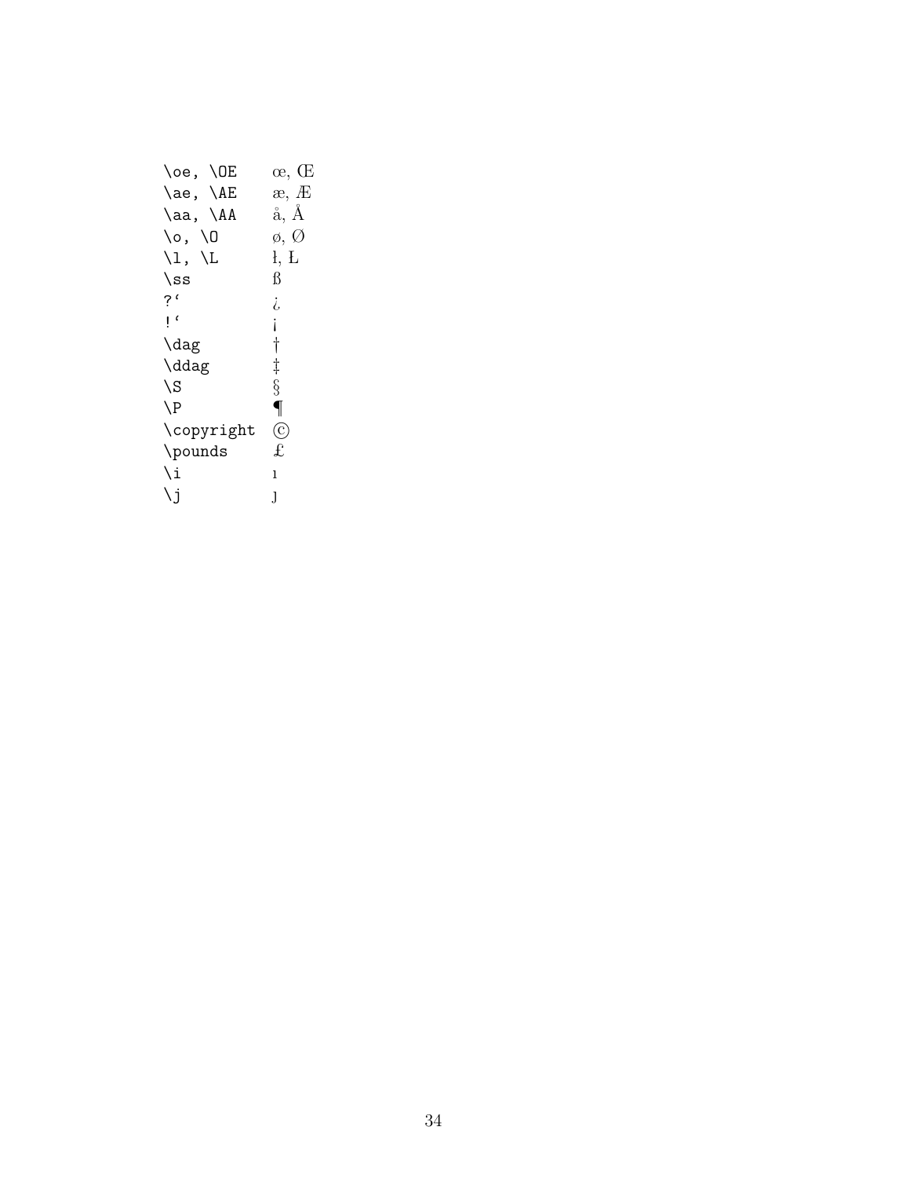| | |
|---|---|
| `\oe, \OE` | œ, Œ |
| `\ae, \AE` | æ, Æ |
| `\aa, \AA` | å, Å |
| `\o, \O` | ø, Ø |
| `\l, \L` | ł, Ł |
| `\ss` | ß |
| `?‘` | ¿ |
| `!‘` | ¡ |
| `\dag` | † |
| `\ddag` | ‡ |
| `\S` | § |
| `\P` | ¶ |
| `\copyright` | © |
| `\pounds` | £ |
| `\i` | ı |
| `\j` | ȷ |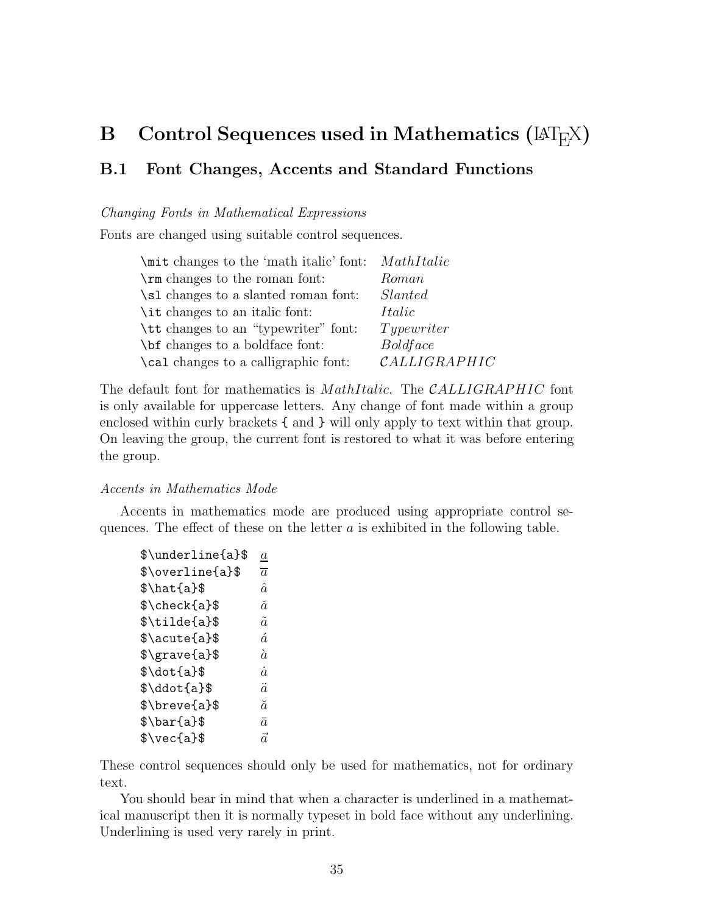# B Control Sequences used in Mathematics (LaTeX)

## B.1 Font Changes, Accents and Standard Functions

*Changing Fonts in Mathematical Expressions*

Fonts are changed using suitable control sequences.

| | |
|---|---|
| `\mit` changes to the 'math italic' font: | $MathItalic$ |
| `\rm` changes to the roman font: | $\rm Roman$ |
| `\sl` changes to a slanted roman font: | $\sl Slanted$ |
| `\it` changes to an italic font: | $\it Italic$ |
| `\tt` changes to an "typewriter" font: | $\tt Typewriter$ |
| `\bf` changes to a boldface font: | $\bf Boldface$ |
| `\cal` changes to a calligraphic font: | $\cal CALLIGRAPHIC$ |

The default font for mathematics is $MathItalic$. The $\cal CALLIGRAPHIC$ font is only available for uppercase letters. Any change of font made within a group enclosed within curly brackets { and } will only apply to text within that group. On leaving the group, the current font is restored to what it was before entering the group.

*Accents in Mathematics Mode*

Accents in mathematics mode are produced using appropriate control sequences. The effect of these on the letter $a$ is exhibited in the following table.

| | |
|---|---|
| `$\underline{a}$` | $\underline{a}$ |
| `$\overline{a}$` | $\overline{a}$ |
| `$\hat{a}$` | $\hat{a}$ |
| `$\check{a}$` | $\check{a}$ |
| `$\tilde{a}$` | $\tilde{a}$ |
| `$\acute{a}$` | $\acute{a}$ |
| `$\grave{a}$` | $\grave{a}$ |
| `$\dot{a}$` | $\dot{a}$ |
| `$\ddot{a}$` | $\ddot{a}$ |
| `$\breve{a}$` | $\breve{a}$ |
| `$\bar{a}$` | $\bar{a}$ |
| `$\vec{a}$` | $\vec{a}$ |

These control sequences should only be used for mathematics, not for ordinary text.

You should bear in mind that when a character is underlined in a mathematical manuscript then it is normally typeset in bold face without any underlining. Underlining is used very rarely in print.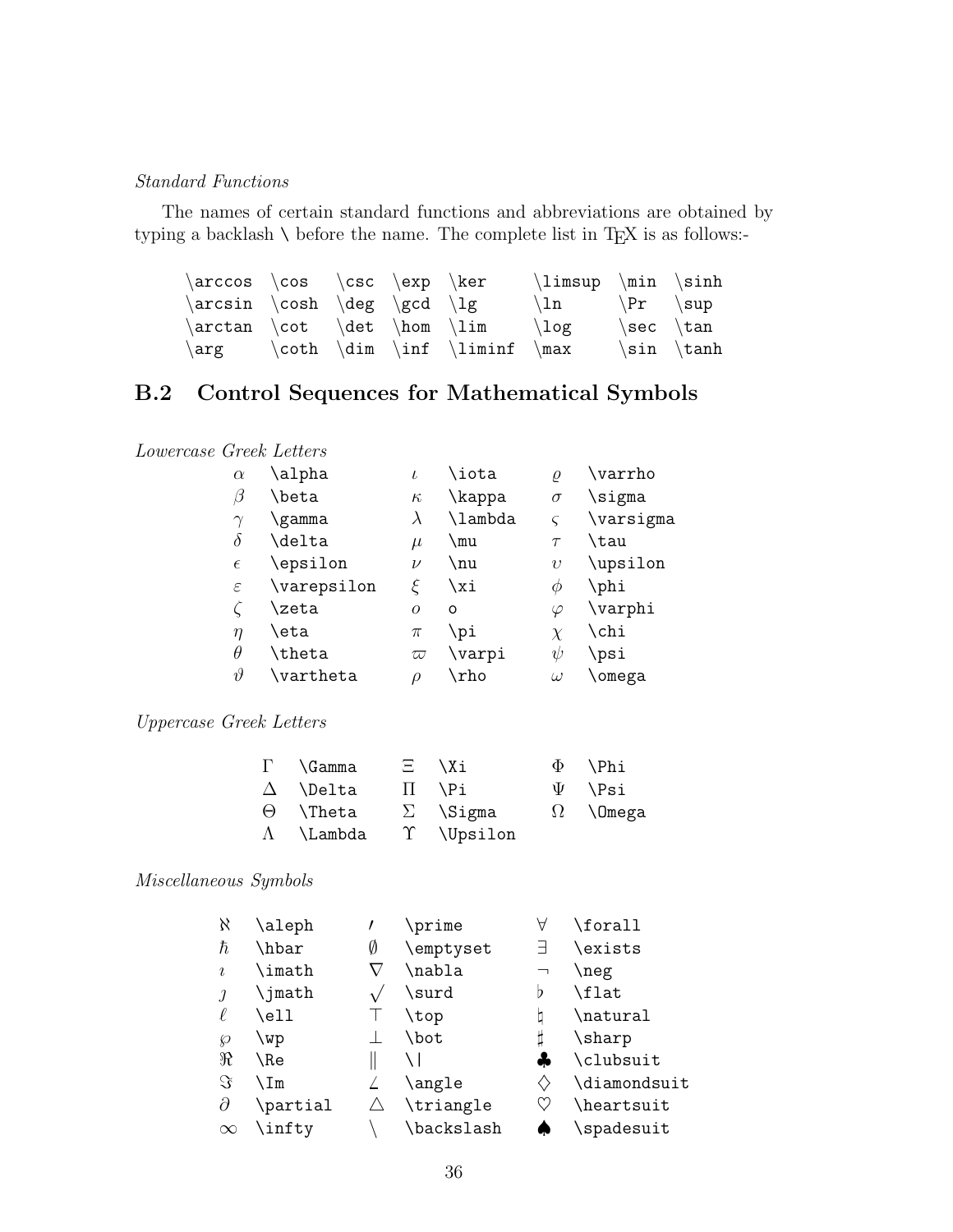*Standard Functions*

The names of certain standard functions and abbreviations are obtained by typing a backlash \ before the name. The complete list in TEX is as follows:-

| | | | | | | | |
|---|---|---|---|---|---|---|---|
| `\arccos` | `\cos` | `\csc` | `\exp` | `\ker` | `\limsup` | `\min` | `\sinh` |
| `\arcsin` | `\cosh` | `\deg` | `\gcd` | `\lg` | `\ln` | `\Pr` | `\sup` |
| `\arctan` | `\cot` | `\det` | `\hom` | `\lim` | `\log` | `\sec` | `\tan` |
| `\arg` | `\coth` | `\dim` | `\inf` | `\liminf` | `\max` | `\sin` | `\tanh` |

## B.2 Control Sequences for Mathematical Symbols

*Lowercase Greek Letters*

| | | | | | |
|---|---|---|---|---|---|
| $\alpha$ | `\alpha` | $\iota$ | `\iota` | $\varrho$ | `\varrho` |
| $\beta$ | `\beta` | $\kappa$ | `\kappa` | $\sigma$ | `\sigma` |
| $\gamma$ | `\gamma` | $\lambda$ | `\lambda` | $\varsigma$ | `\varsigma` |
| $\delta$ | `\delta` | $\mu$ | `\mu` | $\tau$ | `\tau` |
| $\epsilon$ | `\epsilon` | $\nu$ | `\nu` | $\upsilon$ | `\upsilon` |
| $\varepsilon$ | `\varepsilon` | $\xi$ | `\xi` | $\phi$ | `\phi` |
| $\zeta$ | `\zeta` | $o$ | `o` | $\varphi$ | `\varphi` |
| $\eta$ | `\eta` | $\pi$ | `\pi` | $\chi$ | `\chi` |
| $\theta$ | `\theta` | $\varpi$ | `\varpi` | $\psi$ | `\psi` |
| $\vartheta$ | `\vartheta` | $\rho$ | `\rho` | $\omega$ | `\omega` |

*Uppercase Greek Letters*

| | | | | | |
|---|---|---|---|---|---|
| $\Gamma$ | `\Gamma` | $\Xi$ | `\Xi` | $\Phi$ | `\Phi` |
| $\Delta$ | `\Delta` | $\Pi$ | `\Pi` | $\Psi$ | `\Psi` |
| $\Theta$ | `\Theta` | $\Sigma$ | `\Sigma` | $\Omega$ | `\Omega` |
| $\Lambda$ | `\Lambda` | $\Upsilon$ | `\Upsilon` | | |

*Miscellaneous Symbols*

| | | | | | |
|---|---|---|---|---|---|
| $\aleph$ | `\aleph` | $\prime$ | `\prime` | $\forall$ | `\forall` |
| $\hbar$ | `\hbar` | $\emptyset$ | `\emptyset` | $\exists$ | `\exists` |
| $\imath$ | `\imath` | $\nabla$ | `\nabla` | $\neg$ | `\neg` |
| $\jmath$ | `\jmath` | $\surd$ | `\surd` | $\flat$ | `\flat` |
| $\ell$ | `\ell` | $\top$ | `\top` | $\natural$ | `\natural` |
| $\wp$ | `\wp` | $\bot$ | `\bot` | $\sharp$ | `\sharp` |
| $\Re$ | `\Re` | $\|$ | `\|` | $\clubsuit$ | `\clubsuit` |
| $\Im$ | `\Im` | $\angle$ | `\angle` | $\diamondsuit$ | `\diamondsuit` |
| $\partial$ | `\partial` | $\triangle$ | `\triangle` | $\heartsuit$ | `\heartsuit` |
| $\infty$ | `\infty` | $\backslash$ | `\backslash` | $\spadesuit$ | `\spadesuit` |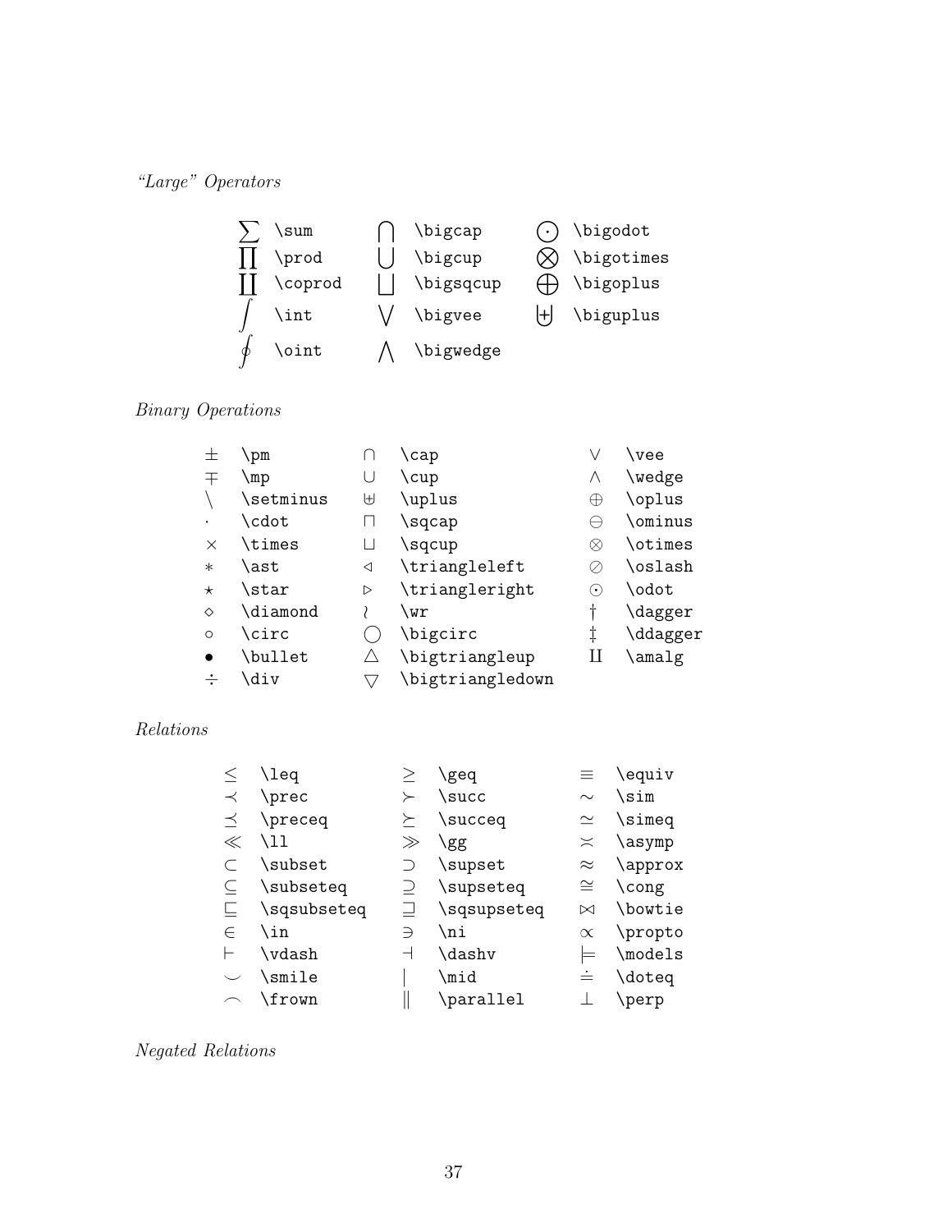*"Large" Operators*

| | | | | | |
|---|---|---|---|---|---|
| $\sum$ | `\sum` | $\bigcap$ | `\bigcap` | $\bigodot$ | `\bigodot` |
| $\prod$ | `\prod` | $\bigcup$ | `\bigcup` | $\bigotimes$ | `\bigotimes` |
| $\coprod$ | `\coprod` | $\bigsqcup$ | `\bigsqcup` | $\bigoplus$ | `\bigoplus` |
| $\int$ | `\int` | $\bigvee$ | `\bigvee` | $\biguplus$ | `\biguplus` |
| $\oint$ | `\oint` | $\bigwedge$ | `\bigwedge` | | |

*Binary Operations*

| | | | | | |
|---|---|---|---|---|---|
| $\pm$ | `\pm` | $\cap$ | `\cap` | $\vee$ | `\vee` |
| $\mp$ | `\mp` | $\cup$ | `\cup` | $\wedge$ | `\wedge` |
| $\setminus$ | `\setminus` | $\uplus$ | `\uplus` | $\oplus$ | `\oplus` |
| $\cdot$ | `\cdot` | $\sqcap$ | `\sqcap` | $\ominus$ | `\ominus` |
| $\times$ | `\times` | $\sqcup$ | `\sqcup` | $\otimes$ | `\otimes` |
| $\ast$ | `\ast` | $\triangleleft$ | `\triangleleft` | $\oslash$ | `\oslash` |
| $\star$ | `\star` | $\triangleright$ | `\triangleright` | $\odot$ | `\odot` |
| $\diamond$ | `\diamond` | $\wr$ | `\wr` | $\dagger$ | `\dagger` |
| $\circ$ | `\circ` | $\bigcirc$ | `\bigcirc` | $\ddagger$ | `\ddagger` |
| $\bullet$ | `\bullet` | $\bigtriangleup$ | `\bigtriangleup` | $\amalg$ | `\amalg` |
| $\div$ | `\div` | $\bigtriangledown$ | `\bigtriangledown` | | |

*Relations*

| | | | | | |
|---|---|---|---|---|---|
| $\leq$ | `\leq` | $\geq$ | `\geq` | $\equiv$ | `\equiv` |
| $\prec$ | `\prec` | $\succ$ | `\succ` | $\sim$ | `\sim` |
| $\preceq$ | `\preceq` | $\succeq$ | `\succeq` | $\simeq$ | `\simeq` |
| $\ll$ | `\ll` | $\gg$ | `\gg` | $\asymp$ | `\asymp` |
| $\subset$ | `\subset` | $\supset$ | `\supset` | $\approx$ | `\approx` |
| $\subseteq$ | `\subseteq` | $\supseteq$ | `\supseteq` | $\cong$ | `\cong` |
| $\sqsubseteq$ | `\sqsubseteq` | $\sqsupseteq$ | `\sqsupseteq` | $\bowtie$ | `\bowtie` |
| $\in$ | `\in` | $\ni$ | `\ni` | $\propto$ | `\propto` |
| $\vdash$ | `\vdash` | $\dashv$ | `\dashv` | $\models$ | `\models` |
| $\smile$ | `\smile` | $\mid$ | `\mid` | $\doteq$ | `\doteq` |
| $\frown$ | `\frown` | $\parallel$ | `\parallel` | $\perp$ | `\perp` |

*Negated Relations*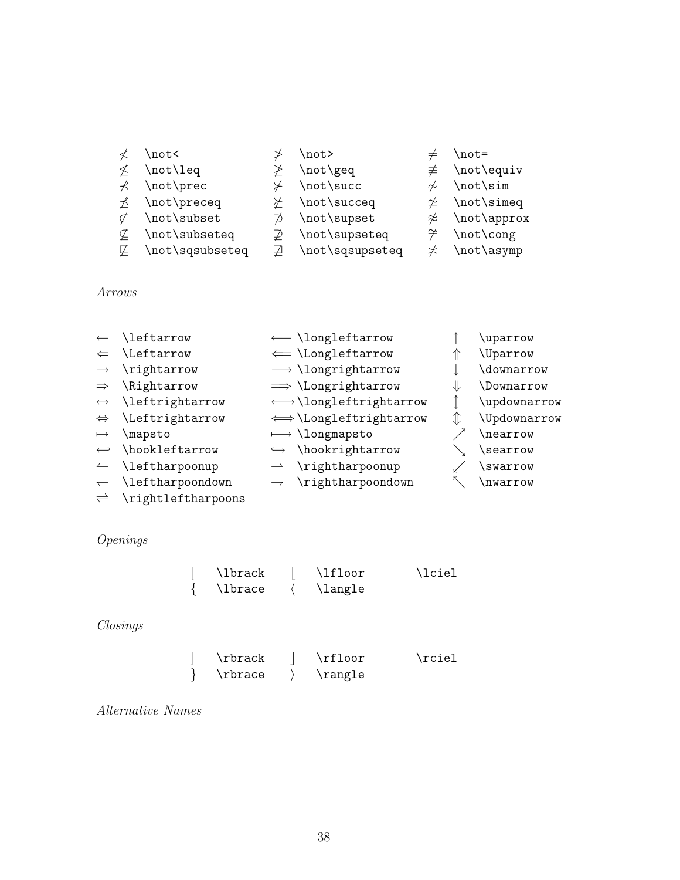| | | | | | |
|---|---|---|---|---|---|
| $\not<$ | `\not<` | $\not>$ | `\not>` | $\neq$ | `\not=` |
| $\not\leq$ | `\not\leq` | $\not\geq$ | `\not\geq` | $\not\equiv$ | `\not\equiv` |
| $\not\prec$ | `\not\prec` | $\not\succ$ | `\not\succ` | $\not\sim$ | `\not\sim` |
| $\not\preceq$ | `\not\preceq` | $\not\succeq$ | `\not\succeq` | $\not\simeq$ | `\not\simeq` |
| $\not\subset$ | `\not\subset` | $\not\supset$ | `\not\supset` | $\not\approx$ | `\not\approx` |
| $\not\subseteq$ | `\not\subseteq` | $\not\supseteq$ | `\not\supseteq` | $\not\cong$ | `\not\cong` |
| $\not\sqsubseteq$ | `\not\sqsubseteq` | $\not\sqsupseteq$ | `\not\sqsupseteq` | $\not\asymp$ | `\not\asymp` |

*Arrows*

| | | | | | |
|---|---|---|---|---|---|
| $\leftarrow$ | `\leftarrow` | $\longleftarrow$ | `\longleftarrow` | $\uparrow$ | `\uparrow` |
| $\Leftarrow$ | `\Leftarrow` | $\Longleftarrow$ | `\Longleftarrow` | $\Uparrow$ | `\Uparrow` |
| $\rightarrow$ | `\rightarrow` | $\longrightarrow$ | `\longrightarrow` | $\downarrow$ | `\downarrow` |
| $\Rightarrow$ | `\Rightarrow` | $\Longrightarrow$ | `\Longrightarrow` | $\Downarrow$ | `\Downarrow` |
| $\leftrightarrow$ | `\leftrightarrow` | $\longleftrightarrow$ | `\longleftrightarrow` | $\updownarrow$ | `\updownarrow` |
| $\Leftrightarrow$ | `\Leftrightarrow` | $\Longleftrightarrow$ | `\Longleftrightarrow` | $\Updownarrow$ | `\Updownarrow` |
| $\mapsto$ | `\mapsto` | $\longmapsto$ | `\longmapsto` | $\nearrow$ | `\nearrow` |
| $\hookleftarrow$ | `\hookleftarrow` | $\hookrightarrow$ | `\hookrightarrow` | $\searrow$ | `\searrow` |
| $\leftharpoonup$ | `\leftharpoonup` | $\rightharpoonup$ | `\rightharpoonup` | $\swarrow$ | `\swarrow` |
| $\leftharpoondown$ | `\leftharpoondown` | $\rightharpoondown$ | `\rightharpoondown` | $\nwarrow$ | `\nwarrow` |
| $\rightleftharpoons$ | `\rightleftharpoons` | | | | |

*Openings*

| | | | | | |
|---|---|---|---|---|---|
| $[$ | `\lbrack` | $\lfloor$ | `\lfloor` | | `\lciel` |
| $\{$ | `\lbrace` | $\langle$ | `\langle` | | |

*Closings*

| | | | | | |
|---|---|---|---|---|---|
| $]$ | `\rbrack` | $\rfloor$ | `\rfloor` | | `\rciel` |
| $\}$ | `\rbrace` | $\rangle$ | `\rangle` | | |

*Alternative Names*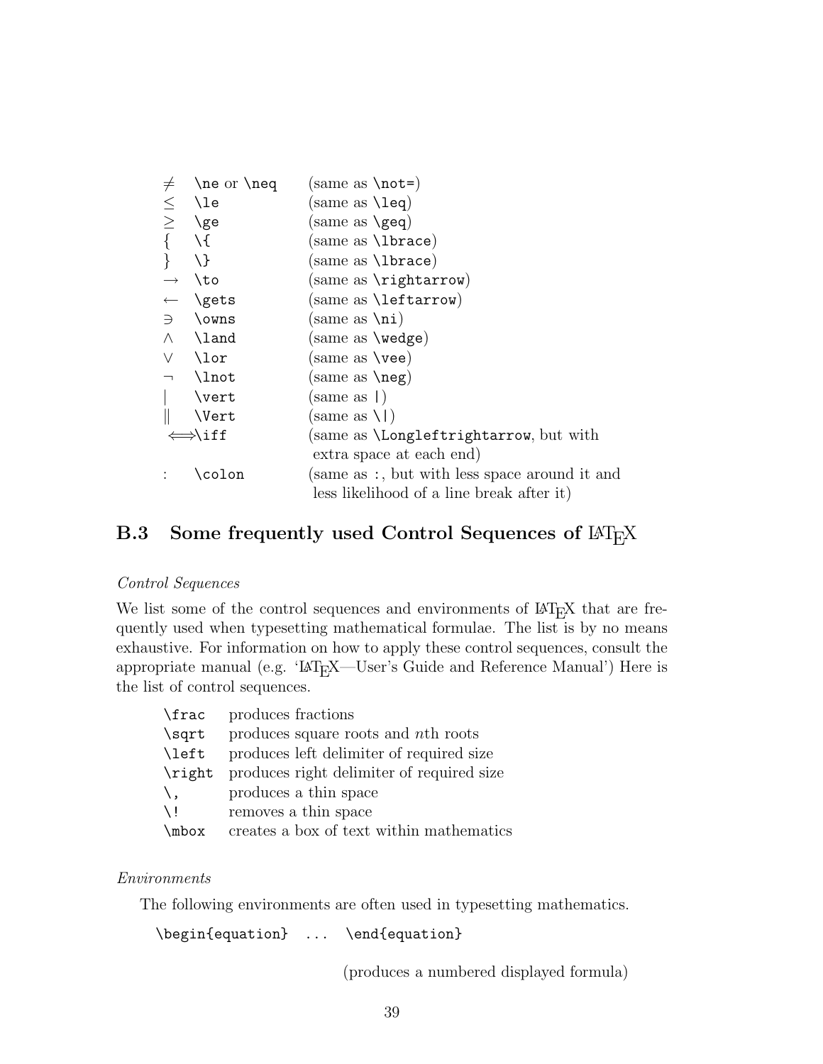| Symbol | Control sequence | Notes |
|---|---|---|
| $\neq$ | `\ne` or `\neq` | (same as `\not=`) |
| $\leq$ | `\le` | (same as `\leq`) |
| $\geq$ | `\ge` | (same as `\geq`) |
| $\{$ | `\{` | (same as `\lbrace`) |
| $\}$ | `\}` | (same as `\lbrace`) |
| $\to$ | `\to` | (same as `\rightarrow`) |
| $\gets$ | `\gets` | (same as `\leftarrow`) |
| $\ni$ | `\owns` | (same as `\ni`) |
| $\land$ | `\land` | (same as `\wedge`) |
| $\lor$ | `\lor` | (same as `\vee`) |
| $\neg$ | `\lnot` | (same as `\neg`) |
| $\vert$ | `\vert` | (same as `\|`) |
| $\Vert$ | `\Vert` | (same as `\\|`) |
| $\iff$ | `\iff` | (same as `\Longleftrightarrow`, but with extra space at each end) |
| $\colon$ | `\colon` | (same as `:`, but with less space around it and less likelihood of a line break after it) |

## B.3 Some frequently used Control Sequences of LaTeX

*Control Sequences*

We list some of the control sequences and environments of LaTeX that are frequently used when typesetting mathematical formulae. The list is by no means exhaustive. For information on how to apply these control sequences, consult the appropriate manual (e.g. 'LaTeX—User's Guide and Reference Manual') Here is the list of control sequences.

| | |
|---|---|
| `\frac` | produces fractions |
| `\sqrt` | produces square roots and $n$th roots |
| `\left` | produces left delimiter of required size |
| `\right` | produces right delimiter of required size |
| `\,` | produces a thin space |
| `\!` | removes a thin space |
| `\mbox` | creates a box of text within mathematics |

*Environments*

The following environments are often used in typesetting mathematics.

```
\begin{equation} ... \end{equation}
```

(produces a numbered displayed formula)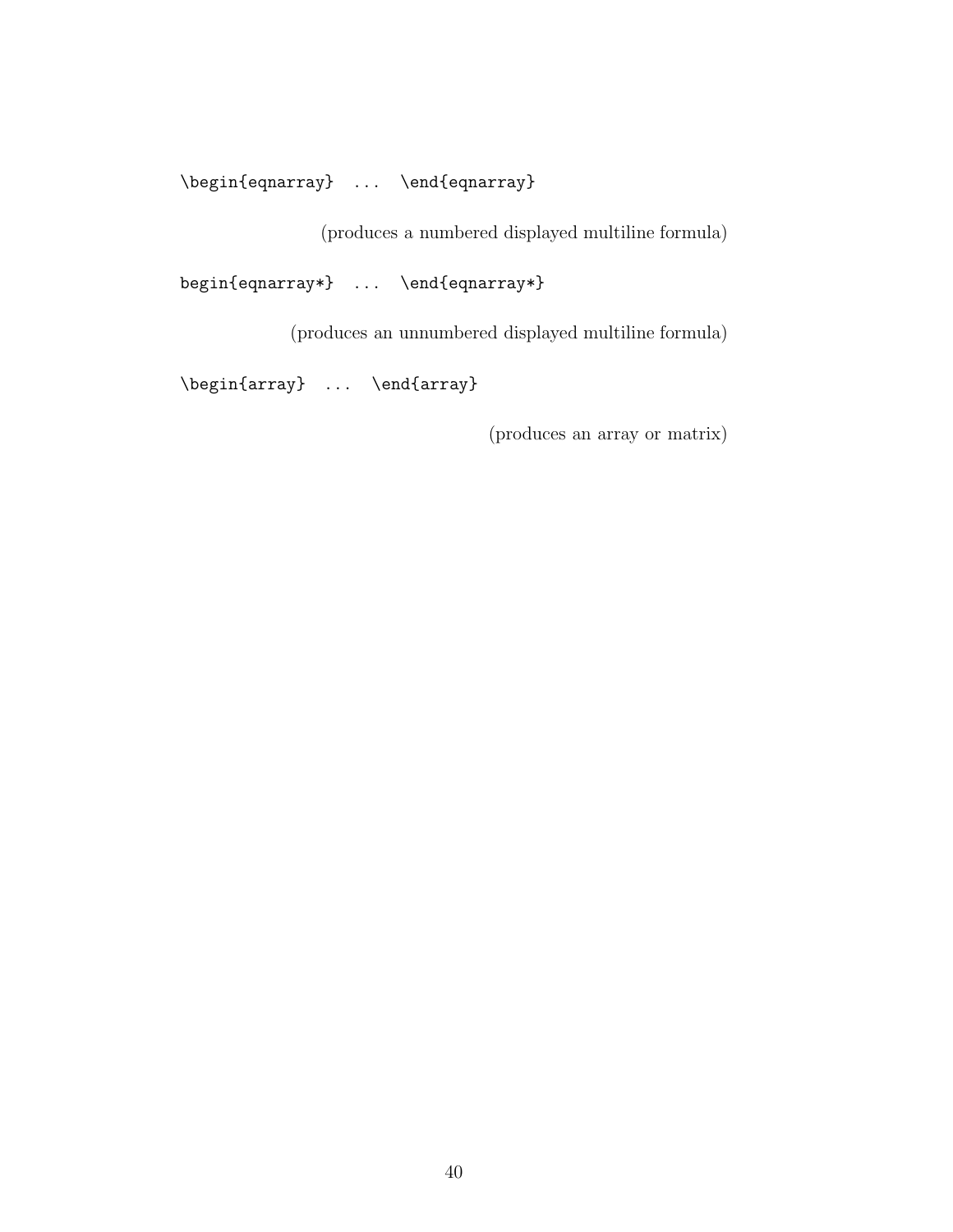`\begin{eqnarray}  ...  \end{eqnarray}`

(produces a numbered displayed multiline formula)

`begin{eqnarray*}  ...  \end{eqnarray*}`

(produces an unnumbered displayed multiline formula)

`\begin{array}  ...  \end{array}`

(produces an array or matrix)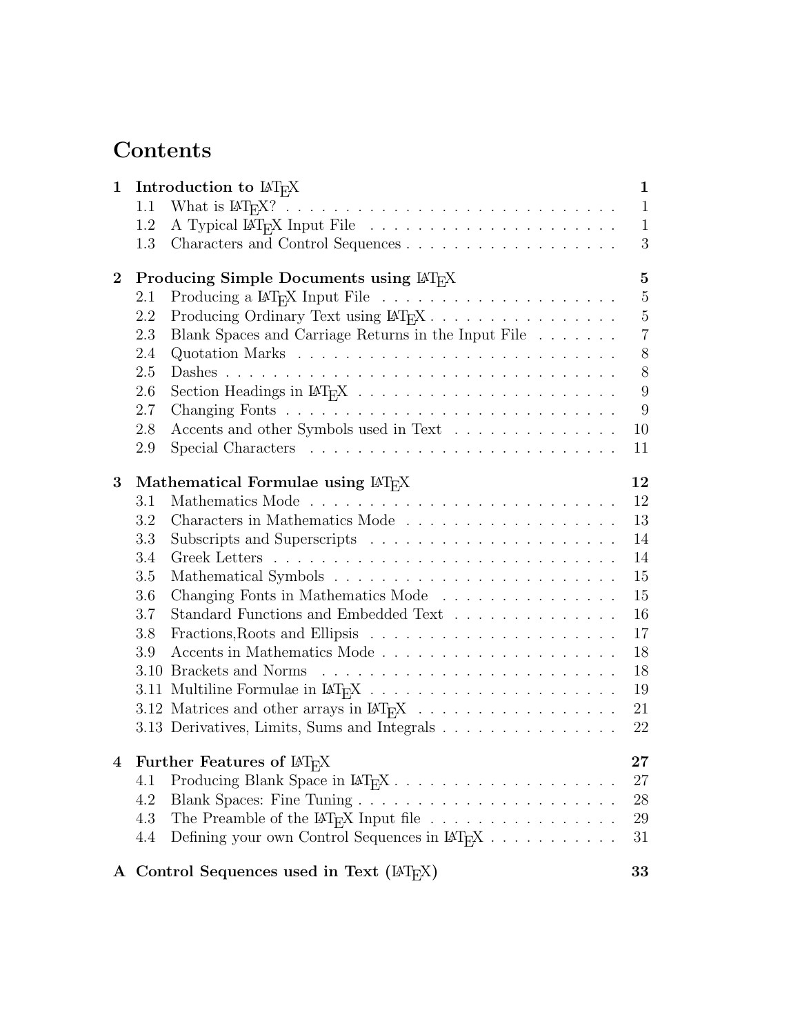# Contents

| | | |
|---|---|---|
| **1** | **Introduction to LaTeX** | **1** |
| 1.1 | What is LaTeX? | 1 |
| 1.2 | A Typical LaTeX Input File | 1 |
| 1.3 | Characters and Control Sequences | 3 |
| **2** | **Producing Simple Documents using LaTeX** | **5** |
| 2.1 | Producing a LaTeX Input File | 5 |
| 2.2 | Producing Ordinary Text using LaTeX | 5 |
| 2.3 | Blank Spaces and Carriage Returns in the Input File | 7 |
| 2.4 | Quotation Marks | 8 |
| 2.5 | Dashes | 8 |
| 2.6 | Section Headings in LaTeX | 9 |
| 2.7 | Changing Fonts | 9 |
| 2.8 | Accents and other Symbols used in Text | 10 |
| 2.9 | Special Characters | 11 |
| **3** | **Mathematical Formulae using LaTeX** | **12** |
| 3.1 | Mathematics Mode | 12 |
| 3.2 | Characters in Mathematics Mode | 13 |
| 3.3 | Subscripts and Superscripts | 14 |
| 3.4 | Greek Letters | 14 |
| 3.5 | Mathematical Symbols | 15 |
| 3.6 | Changing Fonts in Mathematics Mode | 15 |
| 3.7 | Standard Functions and Embedded Text | 16 |
| 3.8 | Fractions,Roots and Ellipsis | 17 |
| 3.9 | Accents in Mathematics Mode | 18 |
| 3.10 | Brackets and Norms | 18 |
| 3.11 | Multiline Formulae in LaTeX | 19 |
| 3.12 | Matrices and other arrays in LaTeX | 21 |
| 3.13 | Derivatives, Limits, Sums and Integrals | 22 |
| **4** | **Further Features of LaTeX** | **27** |
| 4.1 | Producing Blank Space in LaTeX | 27 |
| 4.2 | Blank Spaces: Fine Tuning | 28 |
| 4.3 | The Preamble of the LaTeX Input file | 29 |
| 4.4 | Defining your own Control Sequences in LaTeX | 31 |
| **A** | **Control Sequences used in Text (LaTeX)** | **33** |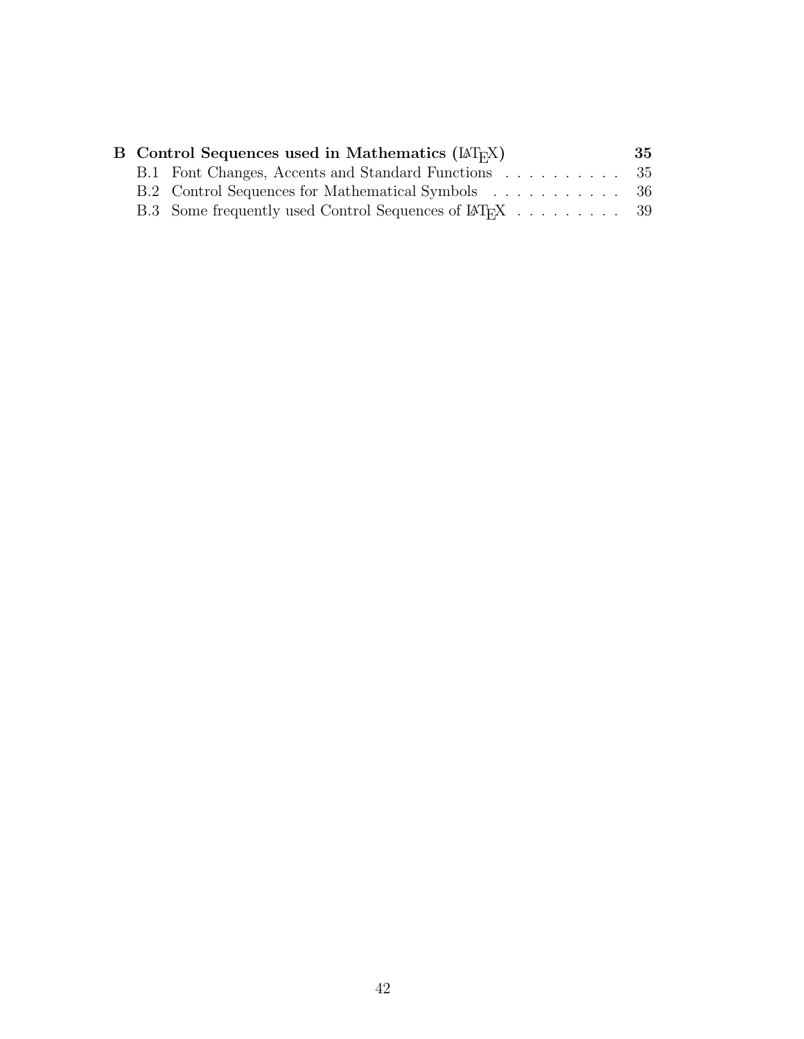**B Control Sequences used in Mathematics (LaTeX)** **35**

B.1 Font Changes, Accents and Standard Functions . . . . . . . . . . . 35

B.2 Control Sequences for Mathematical Symbols . . . . . . . . . . . . 36

B.3 Some frequently used Control Sequences of LaTeX . . . . . . . . . . 39